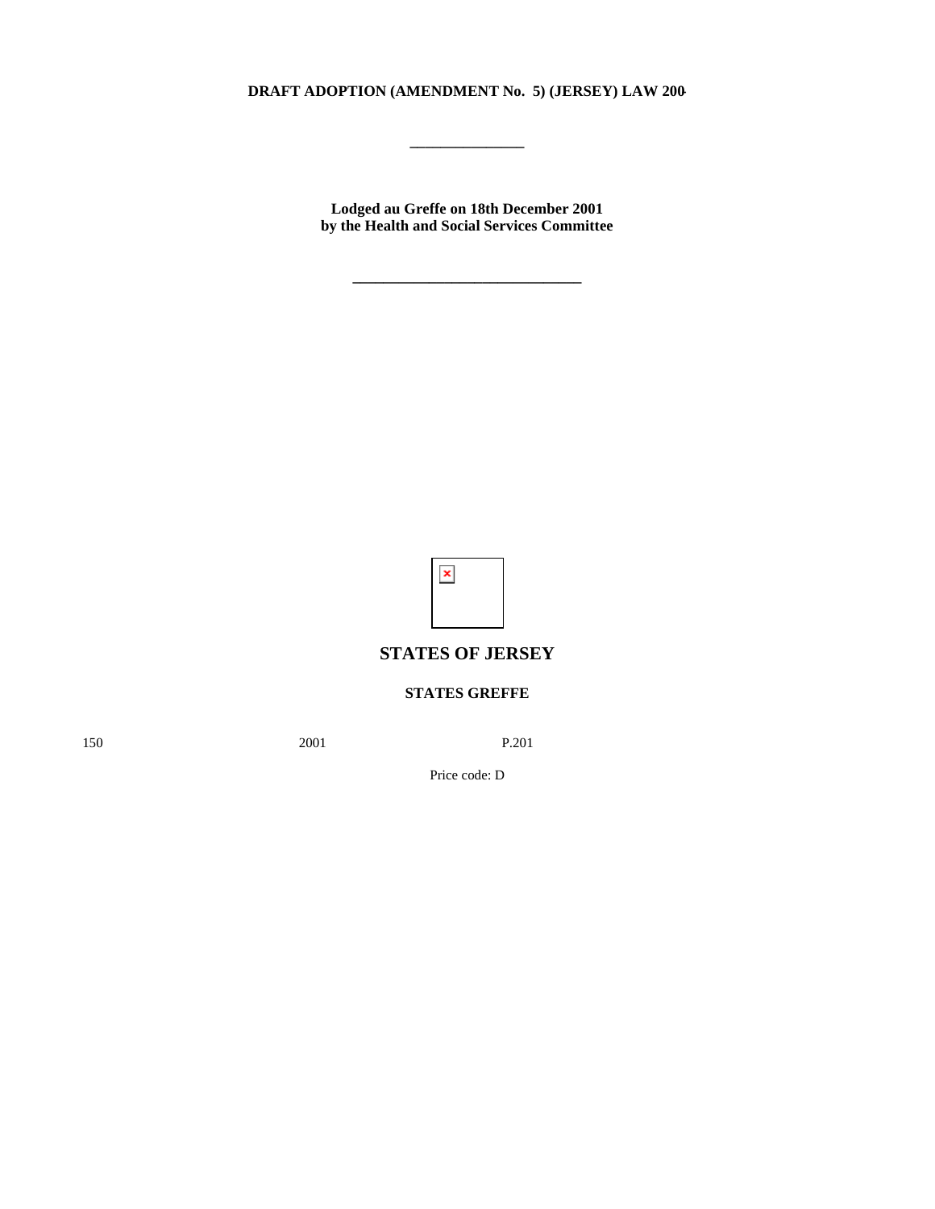# DRAFT ADOPTION (AMENDMENT No. 5) (JERSEY) LAW 200-

\_\_\_\_\_\_\_\_\_\_\_\_\_\_\_

**Lodged au Greffe on 18th December 2001**
**by the Health and Social Services Committee**

\_\_\_\_\_\_\_\_\_\_\_\_\_\_\_\_\_\_\_\_\_\_\_\_\_\_\_\_\_\_

## STATES OF JERSEY

**STATES GREFFE**

150 2001 P.201

Price code: D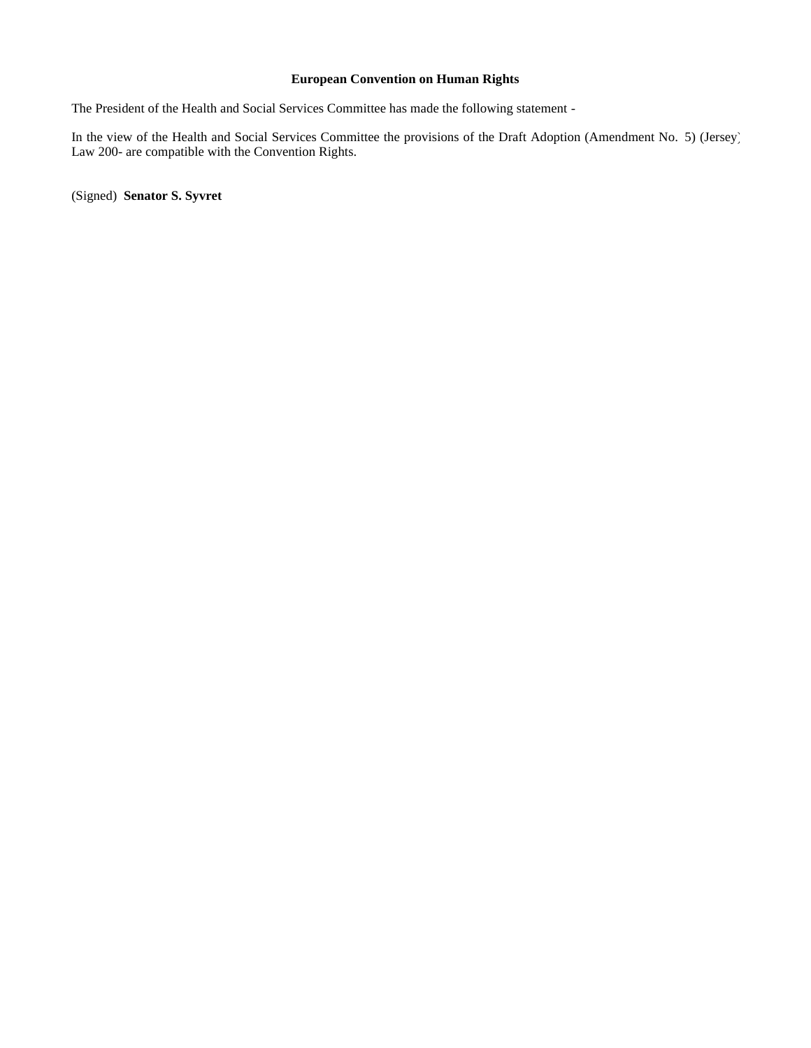**European Convention on Human Rights**

The President of the Health and Social Services Committee has made the following statement -

In the view of the Health and Social Services Committee the provisions of the Draft Adoption (Amendment No. 5) (Jersey) Law 200- are compatible with the Convention Rights.

(Signed) **Senator S. Syvret**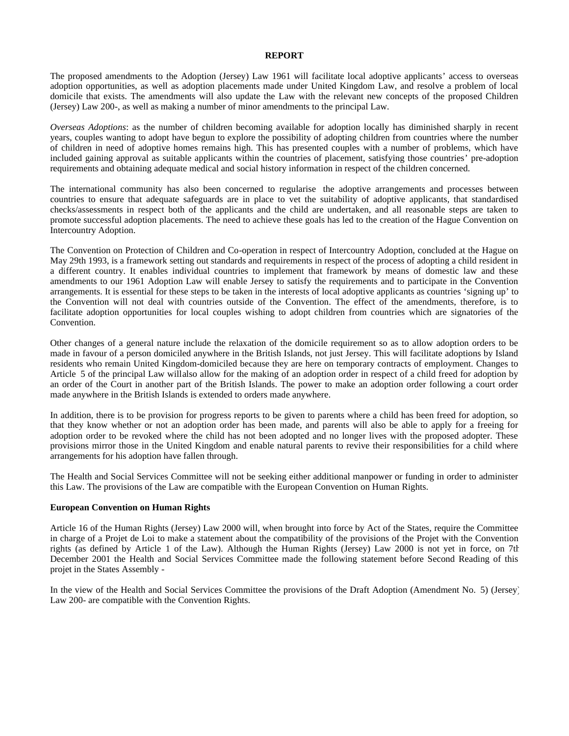# REPORT

The proposed amendments to the Adoption (Jersey) Law 1961 will facilitate local adoptive applicants' access to overseas adoption opportunities, as well as adoption placements made under United Kingdom Law, and resolve a problem of local domicile that exists. The amendments will also update the Law with the relevant new concepts of the proposed Children (Jersey) Law 200-, as well as making a number of minor amendments to the principal Law.

*Overseas Adoptions*: as the number of children becoming available for adoption locally has diminished sharply in recent years, couples wanting to adopt have begun to explore the possibility of adopting children from countries where the number of children in need of adoptive homes remains high. This has presented couples with a number of problems, which have included gaining approval as suitable applicants within the countries of placement, satisfying those countries' pre-adoption requirements and obtaining adequate medical and social history information in respect of the children concerned.

The international community has also been concerned to regularise the adoptive arrangements and processes between countries to ensure that adequate safeguards are in place to vet the suitability of adoptive applicants, that standardised checks/assessments in respect both of the applicants and the child are undertaken, and all reasonable steps are taken to promote successful adoption placements. The need to achieve these goals has led to the creation of the Hague Convention on Intercountry Adoption.

The Convention on Protection of Children and Co-operation in respect of Intercountry Adoption, concluded at the Hague on May 29th 1993, is a framework setting out standards and requirements in respect of the process of adopting a child resident in a different country. It enables individual countries to implement that framework by means of domestic law and these amendments to our 1961 Adoption Law will enable Jersey to satisfy the requirements and to participate in the Convention arrangements. It is essential for these steps to be taken in the interests of local adoptive applicants as countries 'signing up' to the Convention will not deal with countries outside of the Convention. The effect of the amendments, therefore, is to facilitate adoption opportunities for local couples wishing to adopt children from countries which are signatories of the Convention.

Other changes of a general nature include the relaxation of the domicile requirement so as to allow adoption orders to be made in favour of a person domiciled anywhere in the British Islands, not just Jersey. This will facilitate adoptions by Island residents who remain United Kingdom-domiciled because they are here on temporary contracts of employment. Changes to Article 5 of the principal Law will also allow for the making of an adoption order in respect of a child freed for adoption by an order of the Court in another part of the British Islands. The power to make an adoption order following a court order made anywhere in the British Islands is extended to orders made anywhere.

In addition, there is to be provision for progress reports to be given to parents where a child has been freed for adoption, so that they know whether or not an adoption order has been made, and parents will also be able to apply for a freeing for adoption order to be revoked where the child has not been adopted and no longer lives with the proposed adopter. These provisions mirror those in the United Kingdom and enable natural parents to revive their responsibilities for a child where arrangements for his adoption have fallen through.

The Health and Social Services Committee will not be seeking either additional manpower or funding in order to administer this Law. The provisions of the Law are compatible with the European Convention on Human Rights.

**European Convention on Human Rights**

Article 16 of the Human Rights (Jersey) Law 2000 will, when brought into force by Act of the States, require the Committee in charge of a Projet de Loi to make a statement about the compatibility of the provisions of the Projet with the Convention rights (as defined by Article 1 of the Law). Although the Human Rights (Jersey) Law 2000 is not yet in force, on 7th December 2001 the Health and Social Services Committee made the following statement before Second Reading of this projet in the States Assembly -

In the view of the Health and Social Services Committee the provisions of the Draft Adoption (Amendment No. 5) (Jersey) Law 200- are compatible with the Convention Rights.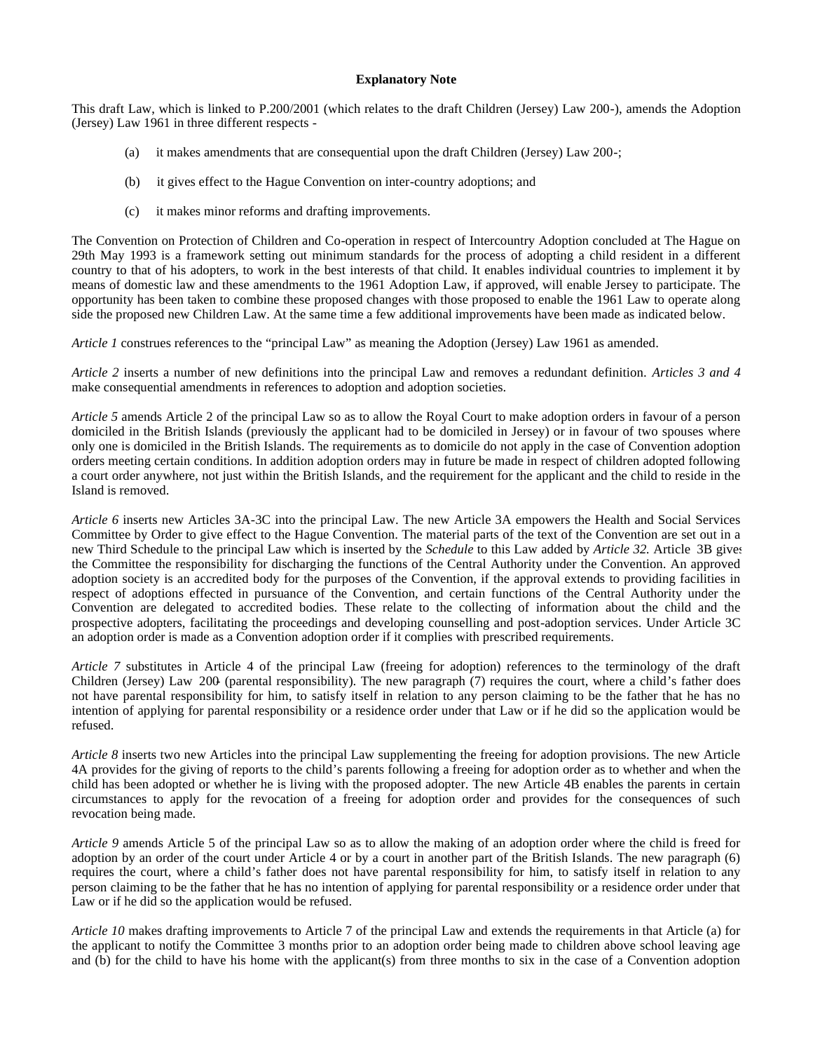**Explanatory Note**

This draft Law, which is linked to P.200/2001 (which relates to the draft Children (Jersey) Law 200-), amends the Adoption (Jersey) Law 1961 in three different respects -

(a) it makes amendments that are consequential upon the draft Children (Jersey) Law 200-;

(b) it gives effect to the Hague Convention on inter-country adoptions; and

(c) it makes minor reforms and drafting improvements.

The Convention on Protection of Children and Co-operation in respect of Intercountry Adoption concluded at The Hague on 29th May 1993 is a framework setting out minimum standards for the process of adopting a child resident in a different country to that of his adopters, to work in the best interests of that child. It enables individual countries to implement it by means of domestic law and these amendments to the 1961 Adoption Law, if approved, will enable Jersey to participate. The opportunity has been taken to combine these proposed changes with those proposed to enable the 1961 Law to operate along side the proposed new Children Law. At the same time a few additional improvements have been made as indicated below.

*Article 1* construes references to the "principal Law" as meaning the Adoption (Jersey) Law 1961 as amended.

*Article 2* inserts a number of new definitions into the principal Law and removes a redundant definition. *Articles 3 and 4* make consequential amendments in references to adoption and adoption societies.

*Article 5* amends Article 2 of the principal Law so as to allow the Royal Court to make adoption orders in favour of a person domiciled in the British Islands (previously the applicant had to be domiciled in Jersey) or in favour of two spouses where only one is domiciled in the British Islands. The requirements as to domicile do not apply in the case of Convention adoption orders meeting certain conditions. In addition adoption orders may in future be made in respect of children adopted following a court order anywhere, not just within the British Islands, and the requirement for the applicant and the child to reside in the Island is removed.

*Article 6* inserts new Articles 3A-3C into the principal Law. The new Article 3A empowers the Health and Social Services Committee by Order to give effect to the Hague Convention. The material parts of the text of the Convention are set out in a new Third Schedule to the principal Law which is inserted by the *Schedule* to this Law added by *Article 32.* Article 3B gives the Committee the responsibility for discharging the functions of the Central Authority under the Convention. An approved adoption society is an accredited body for the purposes of the Convention, if the approval extends to providing facilities in respect of adoptions effected in pursuance of the Convention, and certain functions of the Central Authority under the Convention are delegated to accredited bodies. These relate to the collecting of information about the child and the prospective adopters, facilitating the proceedings and developing counselling and post-adoption services. Under Article 3C an adoption order is made as a Convention adoption order if it complies with prescribed requirements.

*Article 7* substitutes in Article 4 of the principal Law (freeing for adoption) references to the terminology of the draft Children (Jersey) Law 200- (parental responsibility). The new paragraph (7) requires the court, where a child's father does not have parental responsibility for him, to satisfy itself in relation to any person claiming to be the father that he has no intention of applying for parental responsibility or a residence order under that Law or if he did so the application would be refused.

*Article 8* inserts two new Articles into the principal Law supplementing the freeing for adoption provisions. The new Article 4A provides for the giving of reports to the child's parents following a freeing for adoption order as to whether and when the child has been adopted or whether he is living with the proposed adopter. The new Article 4B enables the parents in certain circumstances to apply for the revocation of a freeing for adoption order and provides for the consequences of such revocation being made.

*Article 9* amends Article 5 of the principal Law so as to allow the making of an adoption order where the child is freed for adoption by an order of the court under Article 4 or by a court in another part of the British Islands. The new paragraph (6) requires the court, where a child's father does not have parental responsibility for him, to satisfy itself in relation to any person claiming to be the father that he has no intention of applying for parental responsibility or a residence order under that Law or if he did so the application would be refused.

*Article 10* makes drafting improvements to Article 7 of the principal Law and extends the requirements in that Article (a) for the applicant to notify the Committee 3 months prior to an adoption order being made to children above school leaving age and (b) for the child to have his home with the applicant(s) from three months to six in the case of a Convention adoption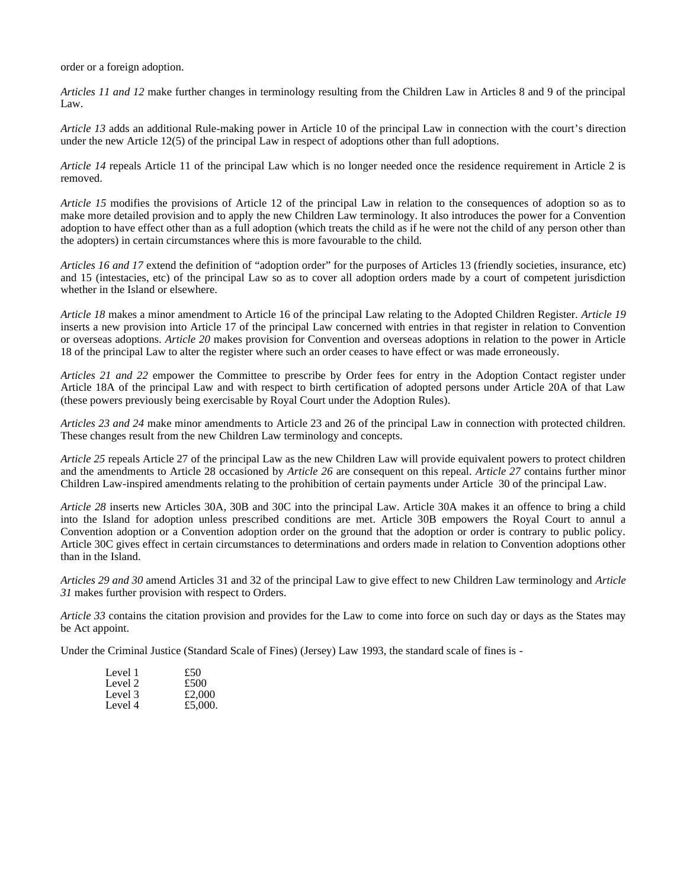order or a foreign adoption.

*Articles 11 and 12* make further changes in terminology resulting from the Children Law in Articles 8 and 9 of the principal Law.

*Article 13* adds an additional Rule-making power in Article 10 of the principal Law in connection with the court's direction under the new Article 12(5) of the principal Law in respect of adoptions other than full adoptions.

*Article 14* repeals Article 11 of the principal Law which is no longer needed once the residence requirement in Article 2 is removed.

*Article 15* modifies the provisions of Article 12 of the principal Law in relation to the consequences of adoption so as to make more detailed provision and to apply the new Children Law terminology. It also introduces the power for a Convention adoption to have effect other than as a full adoption (which treats the child as if he were not the child of any person other than the adopters) in certain circumstances where this is more favourable to the child.

*Articles 16 and 17* extend the definition of "adoption order" for the purposes of Articles 13 (friendly societies, insurance, etc) and 15 (intestacies, etc) of the principal Law so as to cover all adoption orders made by a court of competent jurisdiction whether in the Island or elsewhere.

*Article 18* makes a minor amendment to Article 16 of the principal Law relating to the Adopted Children Register. *Article 19* inserts a new provision into Article 17 of the principal Law concerned with entries in that register in relation to Convention or overseas adoptions. *Article 20* makes provision for Convention and overseas adoptions in relation to the power in Article 18 of the principal Law to alter the register where such an order ceases to have effect or was made erroneously.

*Articles 21 and 22* empower the Committee to prescribe by Order fees for entry in the Adoption Contact register under Article 18A of the principal Law and with respect to birth certification of adopted persons under Article 20A of that Law (these powers previously being exercisable by Royal Court under the Adoption Rules).

*Articles 23 and 24* make minor amendments to Article 23 and 26 of the principal Law in connection with protected children. These changes result from the new Children Law terminology and concepts.

*Article 25* repeals Article 27 of the principal Law as the new Children Law will provide equivalent powers to protect children and the amendments to Article 28 occasioned by *Article 26* are consequent on this repeal. *Article 27* contains further minor Children Law-inspired amendments relating to the prohibition of certain payments under Article 30 of the principal Law.

*Article 28* inserts new Articles 30A, 30B and 30C into the principal Law. Article 30A makes it an offence to bring a child into the Island for adoption unless prescribed conditions are met. Article 30B empowers the Royal Court to annul a Convention adoption or a Convention adoption order on the ground that the adoption or order is contrary to public policy. Article 30C gives effect in certain circumstances to determinations and orders made in relation to Convention adoptions other than in the Island.

*Articles 29 and 30* amend Articles 31 and 32 of the principal Law to give effect to new Children Law terminology and *Article 31* makes further provision with respect to Orders.

*Article 33* contains the citation provision and provides for the Law to come into force on such day or days as the States may be Act appoint.

Under the Criminal Justice (Standard Scale of Fines) (Jersey) Law 1993, the standard scale of fines is -

| | |
|---|---|
| Level 1 | £50 |
| Level 2 | £500 |
| Level 3 | £2,000 |
| Level 4 | £5,000. |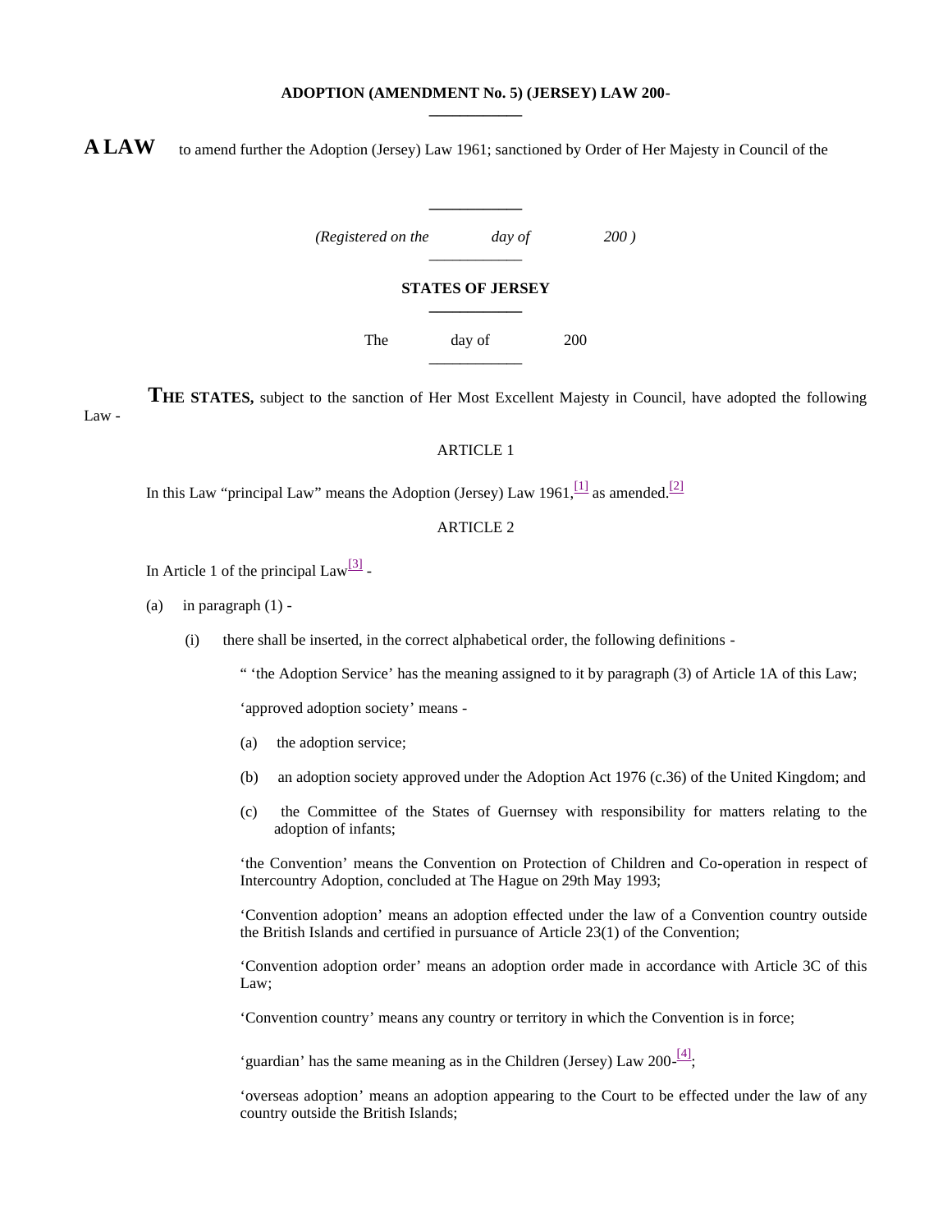**ADOPTION (AMENDMENT No. 5) (JERSEY) LAW 200-**

**A LAW** to amend further the Adoption (Jersey) Law 1961; sanctioned by Order of Her Majesty in Council of the

*(Registered on the day of 200 )*

**STATES OF JERSEY**

The day of 200

**THE STATES,** subject to the sanction of Her Most Excellent Majesty in Council, have adopted the following Law -

ARTICLE 1

In this Law "principal Law" means the Adoption (Jersey) Law 1961,[1] as amended.[2]

ARTICLE 2

In Article 1 of the principal Law[3] -

(a) in paragraph (1) -

(i) there shall be inserted, in the correct alphabetical order, the following definitions -

" 'the Adoption Service' has the meaning assigned to it by paragraph (3) of Article 1A of this Law;

'approved adoption society' means -

(a) the adoption service;

(b) an adoption society approved under the Adoption Act 1976 (c.36) of the United Kingdom; and

(c) the Committee of the States of Guernsey with responsibility for matters relating to the adoption of infants;

'the Convention' means the Convention on Protection of Children and Co-operation in respect of Intercountry Adoption, concluded at The Hague on 29th May 1993;

'Convention adoption' means an adoption effected under the law of a Convention country outside the British Islands and certified in pursuance of Article 23(1) of the Convention;

'Convention adoption order' means an adoption order made in accordance with Article 3C of this Law;

'Convention country' means any country or territory in which the Convention is in force;

'guardian' has the same meaning as in the Children (Jersey) Law 200-[4];

'overseas adoption' means an adoption appearing to the Court to be effected under the law of any country outside the British Islands;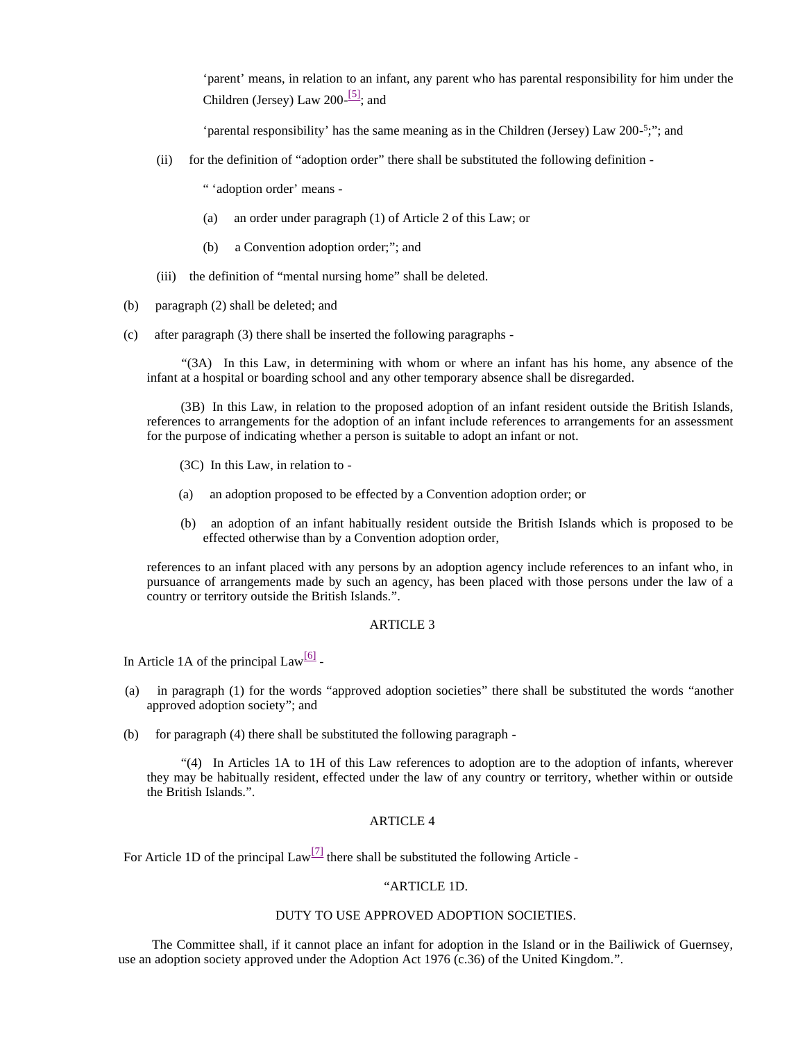‘parent’ means, in relation to an infant, any parent who has parental responsibility for him under the Children (Jersey) Law 200-[5]; and

‘parental responsibility’ has the same meaning as in the Children (Jersey) Law 200-[5];”; and

(ii) for the definition of “adoption order” there shall be substituted the following definition -

“ ‘adoption order’ means -

(a) an order under paragraph (1) of Article 2 of this Law; or

(b) a Convention adoption order;”; and

(iii) the definition of “mental nursing home” shall be deleted.

(b) paragraph (2) shall be deleted; and

(c) after paragraph (3) there shall be inserted the following paragraphs -

“(3A) In this Law, in determining with whom or where an infant has his home, any absence of the infant at a hospital or boarding school and any other temporary absence shall be disregarded.

(3B) In this Law, in relation to the proposed adoption of an infant resident outside the British Islands, references to arrangements for the adoption of an infant include references to arrangements for an assessment for the purpose of indicating whether a person is suitable to adopt an infant or not.

(3C) In this Law, in relation to -

(a) an adoption proposed to be effected by a Convention adoption order; or

(b) an adoption of an infant habitually resident outside the British Islands which is proposed to be effected otherwise than by a Convention adoption order,

references to an infant placed with any persons by an adoption agency include references to an infant who, in pursuance of arrangements made by such an agency, has been placed with those persons under the law of a country or territory outside the British Islands.”.

ARTICLE 3

In Article 1A of the principal Law[6] -

(a) in paragraph (1) for the words “approved adoption societies” there shall be substituted the words “another approved adoption society”; and

(b) for paragraph (4) there shall be substituted the following paragraph -

“(4) In Articles 1A to 1H of this Law references to adoption are to the adoption of infants, wherever they may be habitually resident, effected under the law of any country or territory, whether within or outside the British Islands.”.

ARTICLE 4

For Article 1D of the principal Law[7] there shall be substituted the following Article -

“ARTICLE 1D.

DUTY TO USE APPROVED ADOPTION SOCIETIES.

The Committee shall, if it cannot place an infant for adoption in the Island or in the Bailiwick of Guernsey, use an adoption society approved under the Adoption Act 1976 (c.36) of the United Kingdom.”.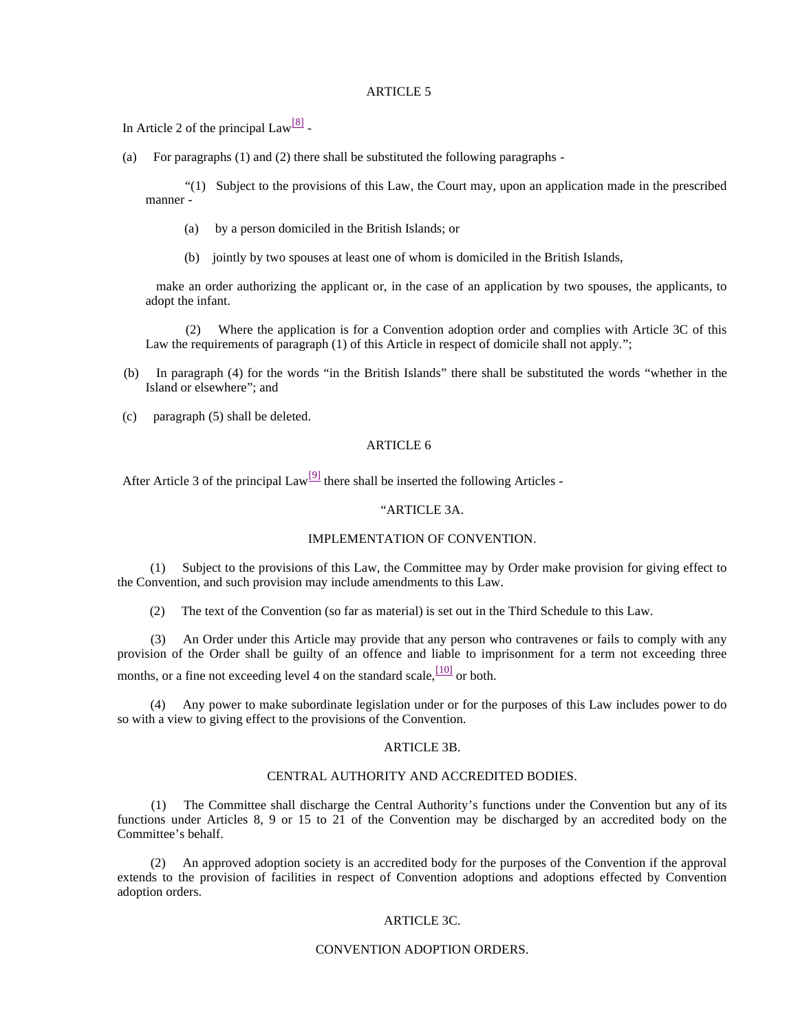ARTICLE 5

In Article 2 of the principal Law[8] -

(a) For paragraphs (1) and (2) there shall be substituted the following paragraphs -

"(1) Subject to the provisions of this Law, the Court may, upon an application made in the prescribed manner -

(a) by a person domiciled in the British Islands; or

(b) jointly by two spouses at least one of whom is domiciled in the British Islands,

make an order authorizing the applicant or, in the case of an application by two spouses, the applicants, to adopt the infant.

(2) Where the application is for a Convention adoption order and complies with Article 3C of this Law the requirements of paragraph (1) of this Article in respect of domicile shall not apply.";

(b) In paragraph (4) for the words "in the British Islands" there shall be substituted the words "whether in the Island or elsewhere"; and

(c) paragraph (5) shall be deleted.

ARTICLE 6

After Article 3 of the principal Law[9] there shall be inserted the following Articles -

"ARTICLE 3A.

IMPLEMENTATION OF CONVENTION.

(1) Subject to the provisions of this Law, the Committee may by Order make provision for giving effect to the Convention, and such provision may include amendments to this Law.

(2) The text of the Convention (so far as material) is set out in the Third Schedule to this Law.

(3) An Order under this Article may provide that any person who contravenes or fails to comply with any provision of the Order shall be guilty of an offence and liable to imprisonment for a term not exceeding three months, or a fine not exceeding level 4 on the standard scale,[10] or both.

(4) Any power to make subordinate legislation under or for the purposes of this Law includes power to do so with a view to giving effect to the provisions of the Convention.

ARTICLE 3B.

CENTRAL AUTHORITY AND ACCREDITED BODIES.

(1) The Committee shall discharge the Central Authority's functions under the Convention but any of its functions under Articles 8, 9 or 15 to 21 of the Convention may be discharged by an accredited body on the Committee's behalf.

(2) An approved adoption society is an accredited body for the purposes of the Convention if the approval extends to the provision of facilities in respect of Convention adoptions and adoptions effected by Convention adoption orders.

ARTICLE 3C.

CONVENTION ADOPTION ORDERS.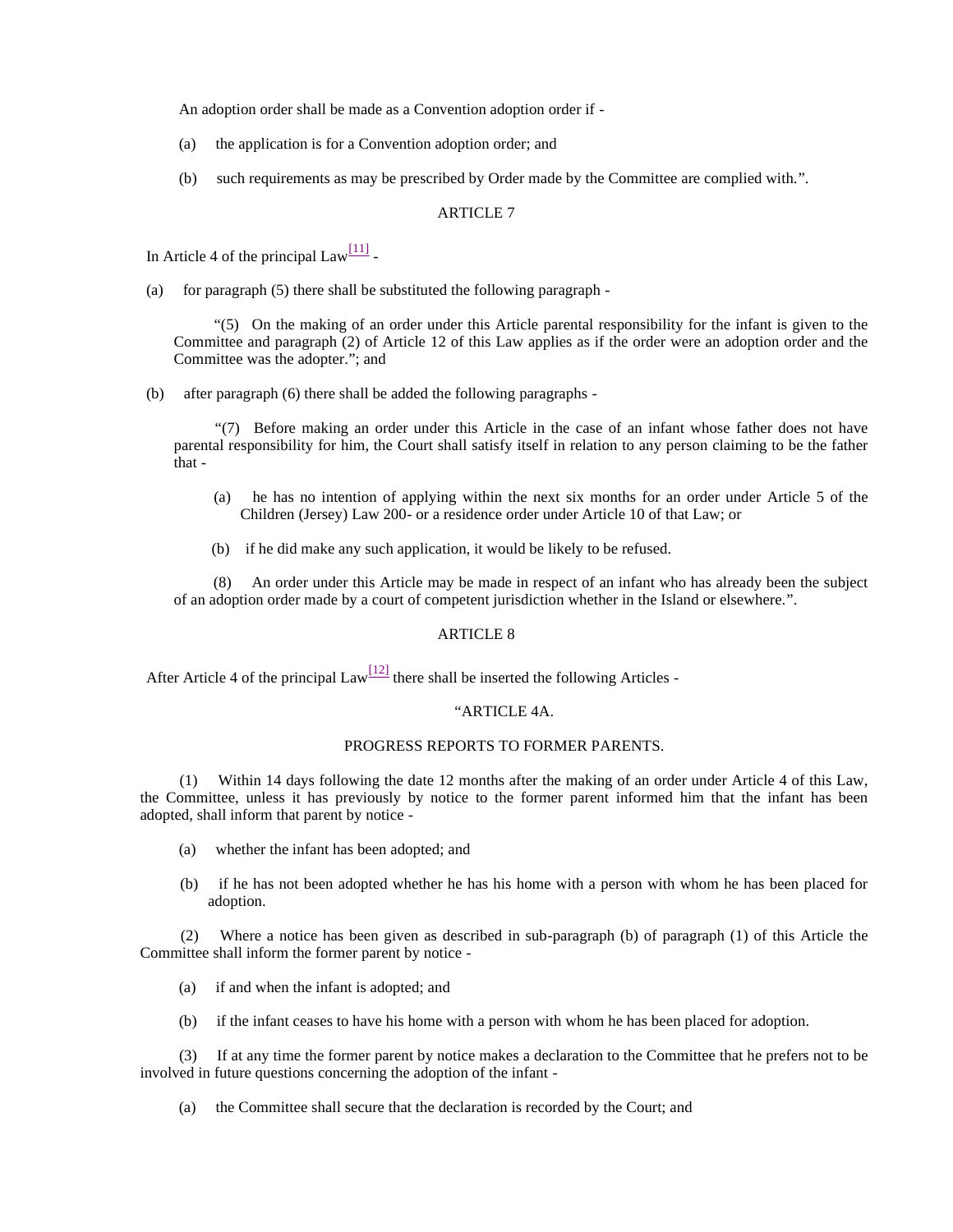An adoption order shall be made as a Convention adoption order if -

(a) the application is for a Convention adoption order; and

(b) such requirements as may be prescribed by Order made by the Committee are complied with.".

ARTICLE 7

In Article 4 of the principal Law[11] -

(a) for paragraph (5) there shall be substituted the following paragraph -

"(5) On the making of an order under this Article parental responsibility for the infant is given to the Committee and paragraph (2) of Article 12 of this Law applies as if the order were an adoption order and the Committee was the adopter."; and

(b) after paragraph (6) there shall be added the following paragraphs -

"(7) Before making an order under this Article in the case of an infant whose father does not have parental responsibility for him, the Court shall satisfy itself in relation to any person claiming to be the father that -

(a) he has no intention of applying within the next six months for an order under Article 5 of the Children (Jersey) Law 200- or a residence order under Article 10 of that Law; or

(b) if he did make any such application, it would be likely to be refused.

(8) An order under this Article may be made in respect of an infant who has already been the subject of an adoption order made by a court of competent jurisdiction whether in the Island or elsewhere.".

ARTICLE 8

After Article 4 of the principal Law[12] there shall be inserted the following Articles -

"ARTICLE 4A.

PROGRESS REPORTS TO FORMER PARENTS.

(1) Within 14 days following the date 12 months after the making of an order under Article 4 of this Law, the Committee, unless it has previously by notice to the former parent informed him that the infant has been adopted, shall inform that parent by notice -

(a) whether the infant has been adopted; and

(b) if he has not been adopted whether he has his home with a person with whom he has been placed for adoption.

(2) Where a notice has been given as described in sub-paragraph (b) of paragraph (1) of this Article the Committee shall inform the former parent by notice -

(a) if and when the infant is adopted; and

(b) if the infant ceases to have his home with a person with whom he has been placed for adoption.

(3) If at any time the former parent by notice makes a declaration to the Committee that he prefers not to be involved in future questions concerning the adoption of the infant -

(a) the Committee shall secure that the declaration is recorded by the Court; and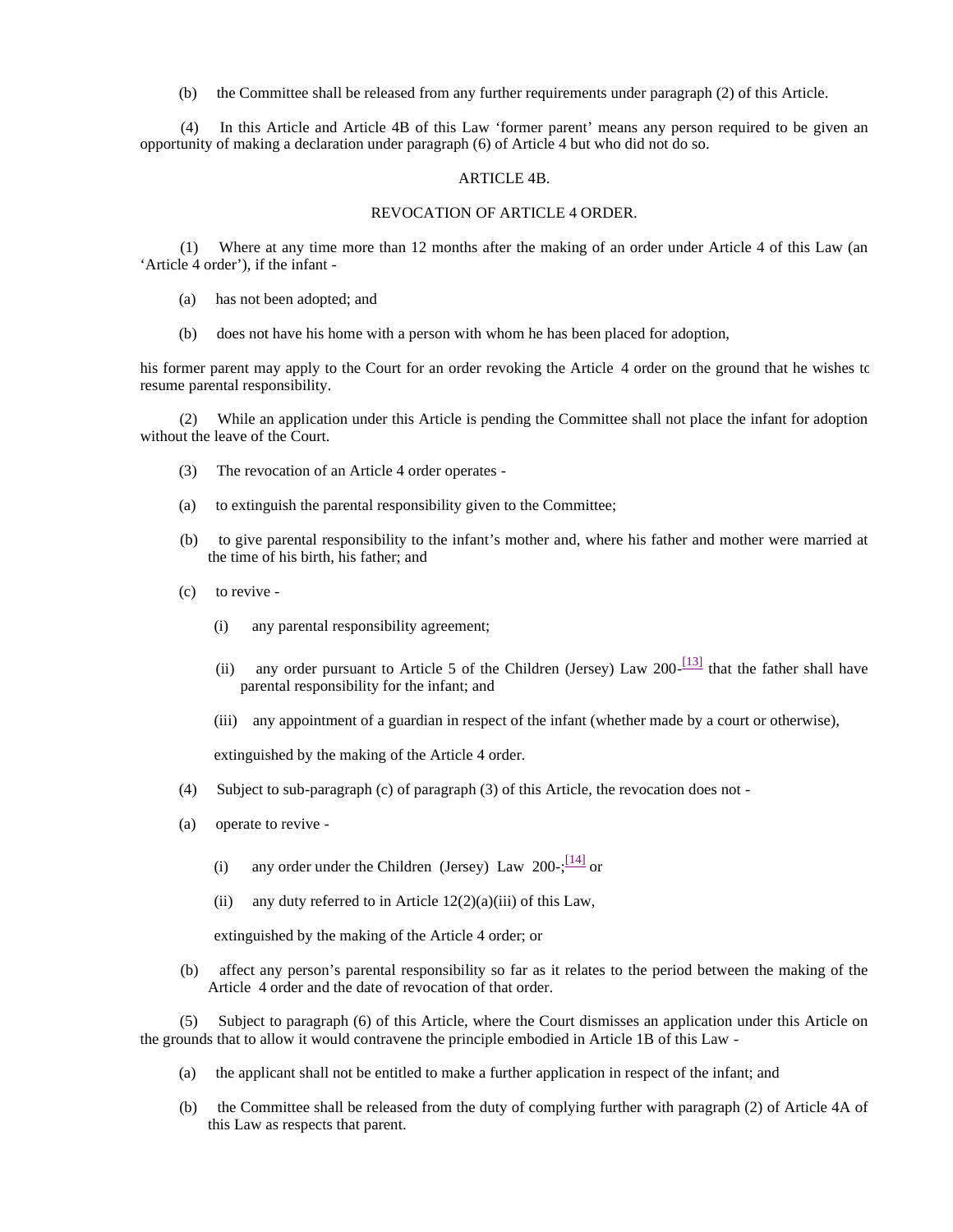(b) the Committee shall be released from any further requirements under paragraph (2) of this Article.

(4) In this Article and Article 4B of this Law ‘former parent’ means any person required to be given an opportunity of making a declaration under paragraph (6) of Article 4 but who did not do so.

ARTICLE 4B.

REVOCATION OF ARTICLE 4 ORDER.

(1) Where at any time more than 12 months after the making of an order under Article 4 of this Law (an ‘Article 4 order’), if the infant -

(a) has not been adopted; and

(b) does not have his home with a person with whom he has been placed for adoption,

his former parent may apply to the Court for an order revoking the Article 4 order on the ground that he wishes to resume parental responsibility.

(2) While an application under this Article is pending the Committee shall not place the infant for adoption without the leave of the Court.

(3) The revocation of an Article 4 order operates -

(a) to extinguish the parental responsibility given to the Committee;

(b) to give parental responsibility to the infant’s mother and, where his father and mother were married at the time of his birth, his father; and

(c) to revive -

(i) any parental responsibility agreement;

(ii) any order pursuant to Article 5 of the Children (Jersey) Law 200-[13] that the father shall have parental responsibility for the infant; and

(iii) any appointment of a guardian in respect of the infant (whether made by a court or otherwise),

extinguished by the making of the Article 4 order.

(4) Subject to sub-paragraph (c) of paragraph (3) of this Article, the revocation does not -

(a) operate to revive -

(i) any order under the Children (Jersey) Law 200-;[14] or

(ii) any duty referred to in Article 12(2)(a)(iii) of this Law,

extinguished by the making of the Article 4 order; or

(b) affect any person’s parental responsibility so far as it relates to the period between the making of the Article 4 order and the date of revocation of that order.

(5) Subject to paragraph (6) of this Article, where the Court dismisses an application under this Article on the grounds that to allow it would contravene the principle embodied in Article 1B of this Law -

(a) the applicant shall not be entitled to make a further application in respect of the infant; and

(b) the Committee shall be released from the duty of complying further with paragraph (2) of Article 4A of this Law as respects that parent.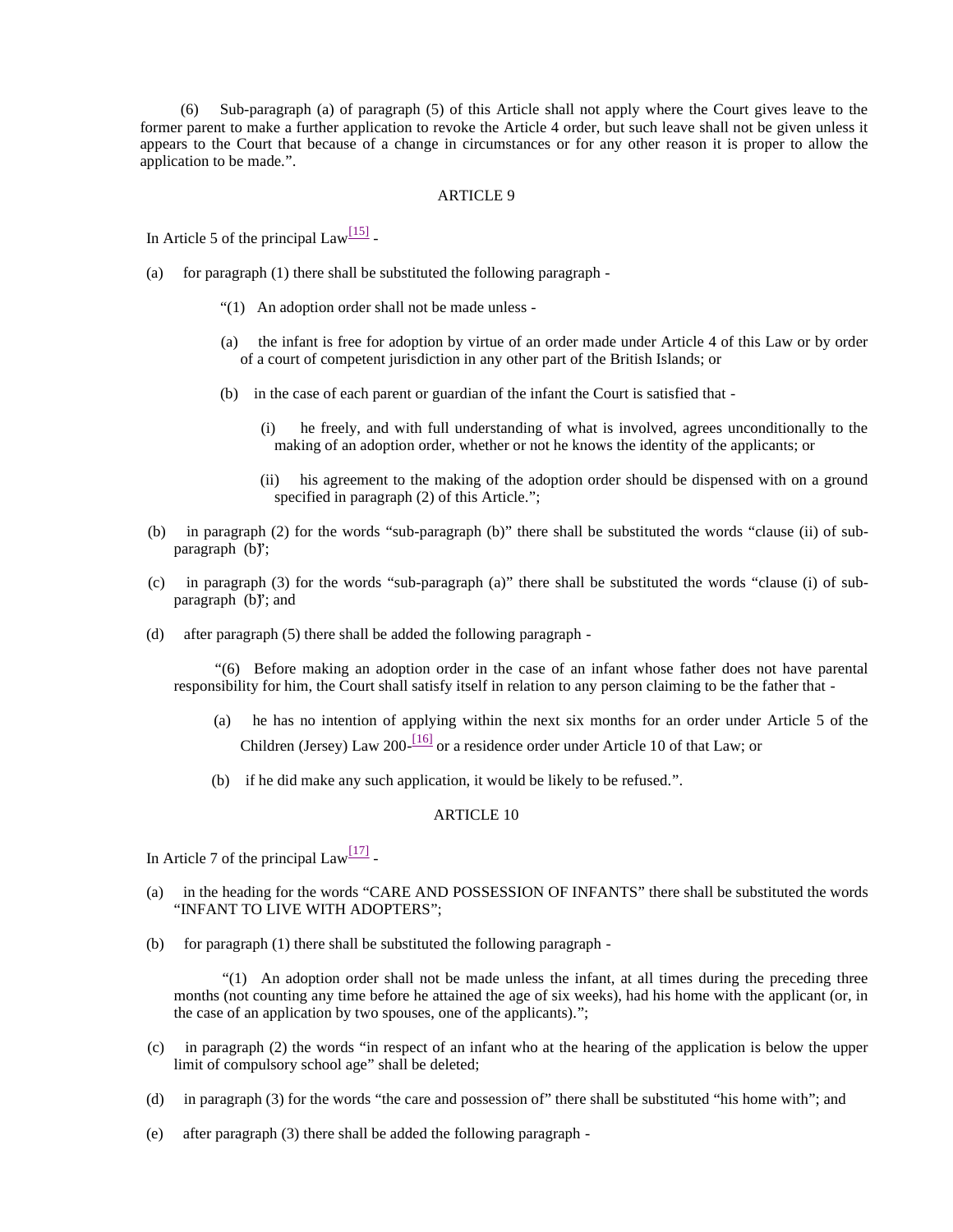(6) Sub-paragraph (a) of paragraph (5) of this Article shall not apply where the Court gives leave to the former parent to make a further application to revoke the Article 4 order, but such leave shall not be given unless it appears to the Court that because of a change in circumstances or for any other reason it is proper to allow the application to be made.".

ARTICLE 9

In Article 5 of the principal Law[15] -

(a) for paragraph (1) there shall be substituted the following paragraph -

"(1) An adoption order shall not be made unless -

(a) the infant is free for adoption by virtue of an order made under Article 4 of this Law or by order of a court of competent jurisdiction in any other part of the British Islands; or

(b) in the case of each parent or guardian of the infant the Court is satisfied that -

(i) he freely, and with full understanding of what is involved, agrees unconditionally to the making of an adoption order, whether or not he knows the identity of the applicants; or

(ii) his agreement to the making of the adoption order should be dispensed with on a ground specified in paragraph (2) of this Article.";

(b) in paragraph (2) for the words "sub-paragraph (b)" there shall be substituted the words "clause (ii) of sub-paragraph (b)";

(c) in paragraph (3) for the words "sub-paragraph (a)" there shall be substituted the words "clause (i) of sub-paragraph (b)"; and

(d) after paragraph (5) there shall be added the following paragraph -

"(6) Before making an adoption order in the case of an infant whose father does not have parental responsibility for him, the Court shall satisfy itself in relation to any person claiming to be the father that -

(a) he has no intention of applying within the next six months for an order under Article 5 of the Children (Jersey) Law 200-[16] or a residence order under Article 10 of that Law; or

(b) if he did make any such application, it would be likely to be refused.".

ARTICLE 10

In Article 7 of the principal Law[17] -

(a) in the heading for the words "CARE AND POSSESSION OF INFANTS" there shall be substituted the words "INFANT TO LIVE WITH ADOPTERS";

(b) for paragraph (1) there shall be substituted the following paragraph -

"(1) An adoption order shall not be made unless the infant, at all times during the preceding three months (not counting any time before he attained the age of six weeks), had his home with the applicant (or, in the case of an application by two spouses, one of the applicants).";

(c) in paragraph (2) the words "in respect of an infant who at the hearing of the application is below the upper limit of compulsory school age" shall be deleted;

(d) in paragraph (3) for the words "the care and possession of" there shall be substituted "his home with"; and

(e) after paragraph (3) there shall be added the following paragraph -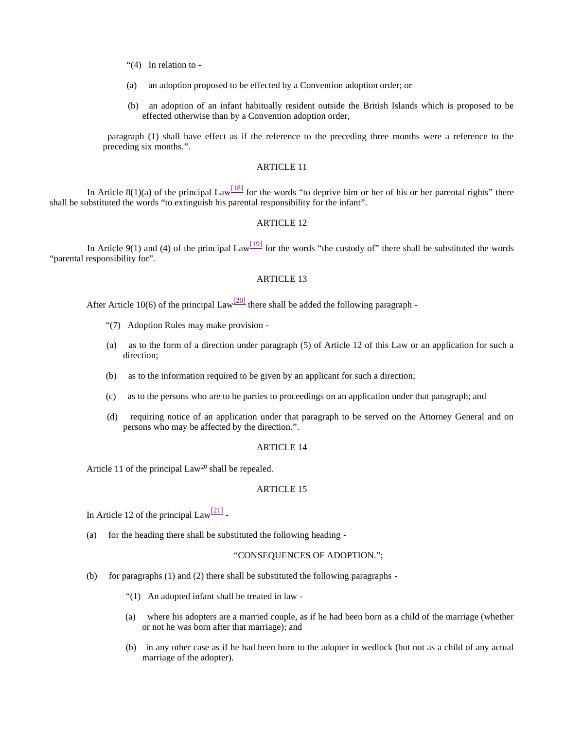"(4) In relation to -

(a) an adoption proposed to be effected by a Convention adoption order; or

(b) an adoption of an infant habitually resident outside the British Islands which is proposed to be effected otherwise than by a Convention adoption order,

paragraph (1) shall have effect as if the reference to the preceding three months were a reference to the preceding six months.".

ARTICLE 11

In Article 8(1)(a) of the principal Law[18] for the words "to deprive him or her of his or her parental rights" there shall be substituted the words "to extinguish his parental responsibility for the infant".

ARTICLE 12

In Article 9(1) and (4) of the principal Law[19] for the words "the custody of" there shall be substituted the words "parental responsibility for".

ARTICLE 13

After Article 10(6) of the principal Law[20] there shall be added the following paragraph -

"(7) Adoption Rules may make provision -

(a) as to the form of a direction under paragraph (5) of Article 12 of this Law or an application for such a direction;

(b) as to the information required to be given by an applicant for such a direction;

(c) as to the persons who are to be parties to proceedings on an application under that paragraph; and

(d) requiring notice of an application under that paragraph to be served on the Attorney General and on persons who may be affected by the direction.".

ARTICLE 14

Article 11 of the principal Law[20] shall be repealed.

ARTICLE 15

In Article 12 of the principal Law[21] -

(a) for the heading there shall be substituted the following heading -

"CONSEQUENCES OF ADOPTION.";

(b) for paragraphs (1) and (2) there shall be substituted the following paragraphs -

"(1) An adopted infant shall be treated in law -

(a) where his adopters are a married couple, as if he had been born as a child of the marriage (whether or not he was born after that marriage); and

(b) in any other case as if he had been born to the adopter in wedlock (but not as a child of any actual marriage of the adopter).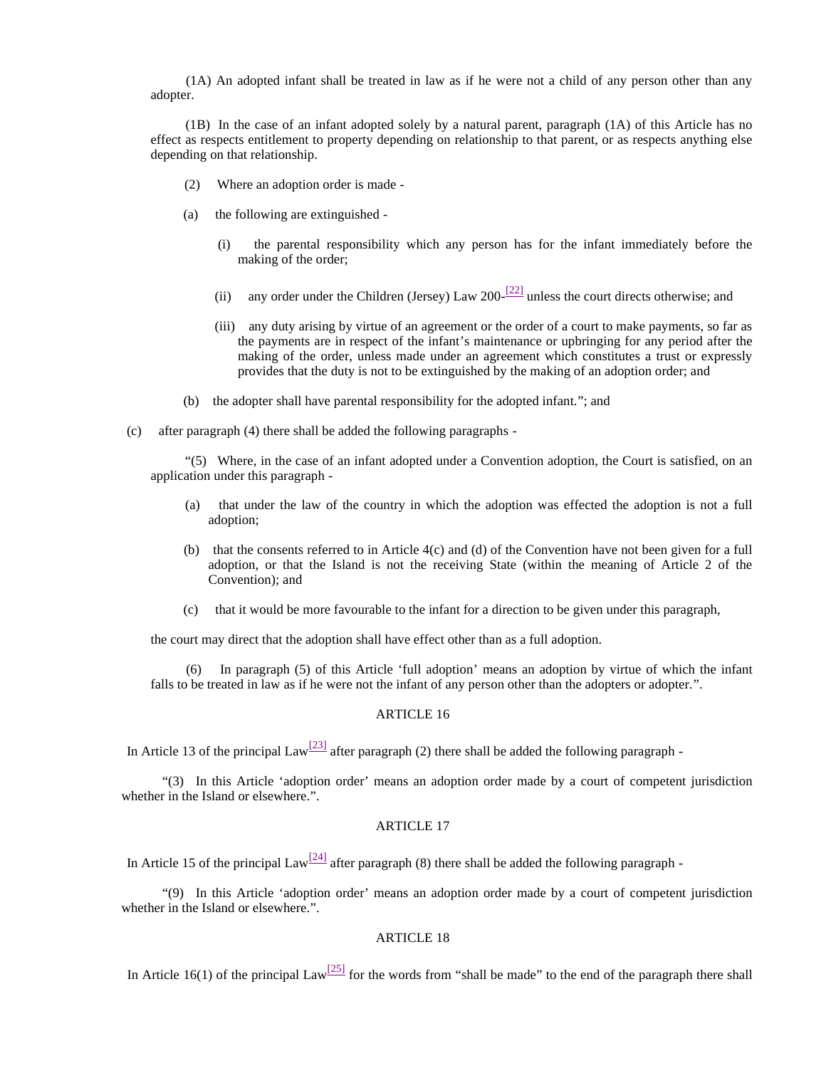(1A) An adopted infant shall be treated in law as if he were not a child of any person other than any adopter.

(1B) In the case of an infant adopted solely by a natural parent, paragraph (1A) of this Article has no effect as respects entitlement to property depending on relationship to that parent, or as respects anything else depending on that relationship.

(2) Where an adoption order is made -

(a) the following are extinguished -

(i) the parental responsibility which any person has for the infant immediately before the making of the order;

(ii) any order under the Children (Jersey) Law 200-[22] unless the court directs otherwise; and

(iii) any duty arising by virtue of an agreement or the order of a court to make payments, so far as the payments are in respect of the infant's maintenance or upbringing for any period after the making of the order, unless made under an agreement which constitutes a trust or expressly provides that the duty is not to be extinguished by the making of an adoption order; and

(b) the adopter shall have parental responsibility for the adopted infant."; and

(c) after paragraph (4) there shall be added the following paragraphs -

"(5) Where, in the case of an infant adopted under a Convention adoption, the Court is satisfied, on an application under this paragraph -

(a) that under the law of the country in which the adoption was effected the adoption is not a full adoption;

(b) that the consents referred to in Article 4(c) and (d) of the Convention have not been given for a full adoption, or that the Island is not the receiving State (within the meaning of Article 2 of the Convention); and

(c) that it would be more favourable to the infant for a direction to be given under this paragraph,

the court may direct that the adoption shall have effect other than as a full adoption.

(6) In paragraph (5) of this Article 'full adoption' means an adoption by virtue of which the infant falls to be treated in law as if he were not the infant of any person other than the adopters or adopter.".

ARTICLE 16

In Article 13 of the principal Law[23] after paragraph (2) there shall be added the following paragraph -

"(3) In this Article 'adoption order' means an adoption order made by a court of competent jurisdiction whether in the Island or elsewhere.".

ARTICLE 17

In Article 15 of the principal Law[24] after paragraph (8) there shall be added the following paragraph -

"(9) In this Article 'adoption order' means an adoption order made by a court of competent jurisdiction whether in the Island or elsewhere.".

ARTICLE 18

In Article 16(1) of the principal Law[25] for the words from "shall be made" to the end of the paragraph there shall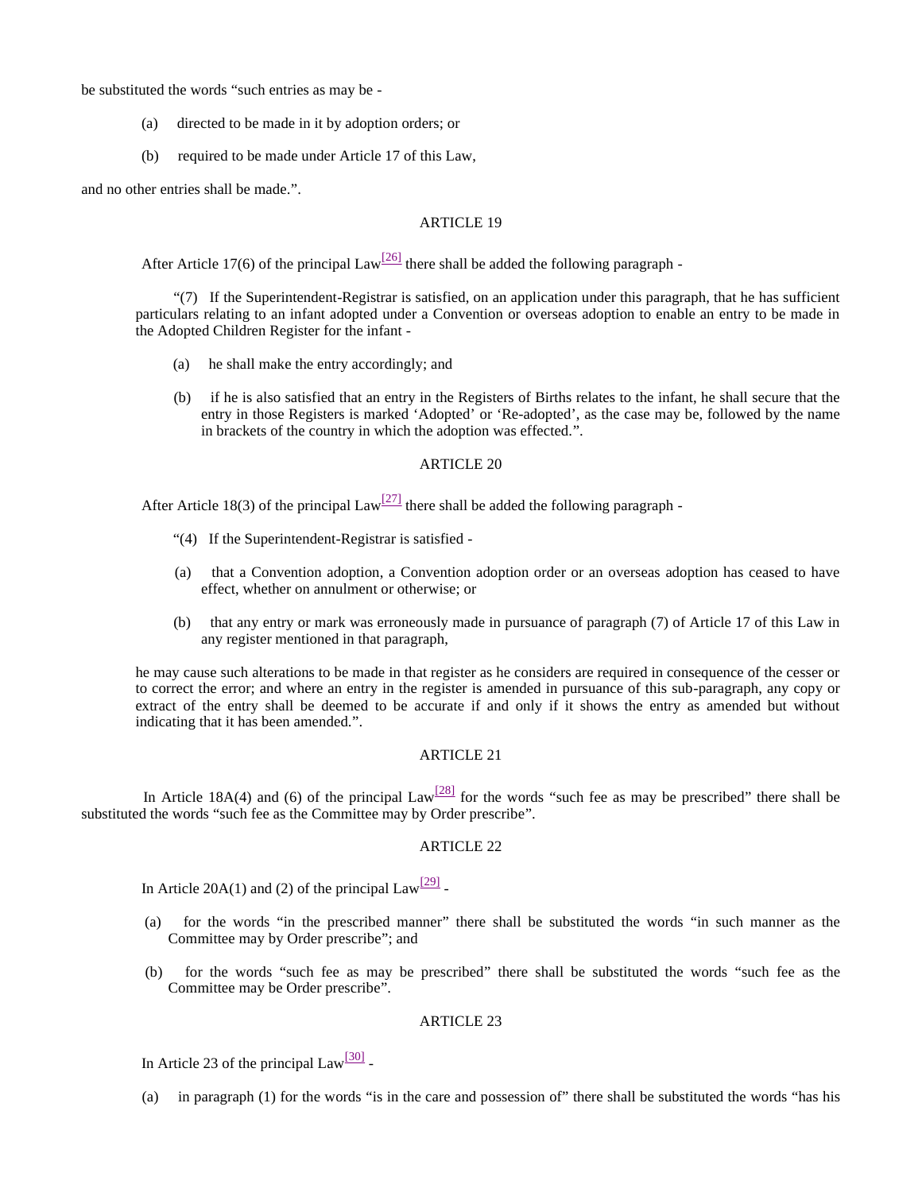be substituted the words “such entries as may be -

(a) directed to be made in it by adoption orders; or

(b) required to be made under Article 17 of this Law,

and no other entries shall be made.”.

ARTICLE 19

After Article 17(6) of the principal Law[26] there shall be added the following paragraph -

“(7) If the Superintendent-Registrar is satisfied, on an application under this paragraph, that he has sufficient particulars relating to an infant adopted under a Convention or overseas adoption to enable an entry to be made in the Adopted Children Register for the infant -

(a) he shall make the entry accordingly; and

(b) if he is also satisfied that an entry in the Registers of Births relates to the infant, he shall secure that the entry in those Registers is marked ‘Adopted’ or ‘Re-adopted’, as the case may be, followed by the name in brackets of the country in which the adoption was effected.”.

ARTICLE 20

After Article 18(3) of the principal Law[27] there shall be added the following paragraph -

“(4) If the Superintendent-Registrar is satisfied -

(a) that a Convention adoption, a Convention adoption order or an overseas adoption has ceased to have effect, whether on annulment or otherwise; or

(b) that any entry or mark was erroneously made in pursuance of paragraph (7) of Article 17 of this Law in any register mentioned in that paragraph,

he may cause such alterations to be made in that register as he considers are required in consequence of the cesser or to correct the error; and where an entry in the register is amended in pursuance of this sub-paragraph, any copy or extract of the entry shall be deemed to be accurate if and only if it shows the entry as amended but without indicating that it has been amended.”.

ARTICLE 21

In Article 18A(4) and (6) of the principal Law[28] for the words “such fee as may be prescribed” there shall be substituted the words “such fee as the Committee may by Order prescribe”.

ARTICLE 22

In Article 20A(1) and (2) of the principal Law[29] -

(a) for the words “in the prescribed manner” there shall be substituted the words “in such manner as the Committee may by Order prescribe”; and

(b) for the words “such fee as may be prescribed” there shall be substituted the words “such fee as the Committee may be Order prescribe”.

ARTICLE 23

In Article 23 of the principal Law[30] -

(a) in paragraph (1) for the words “is in the care and possession of” there shall be substituted the words “has his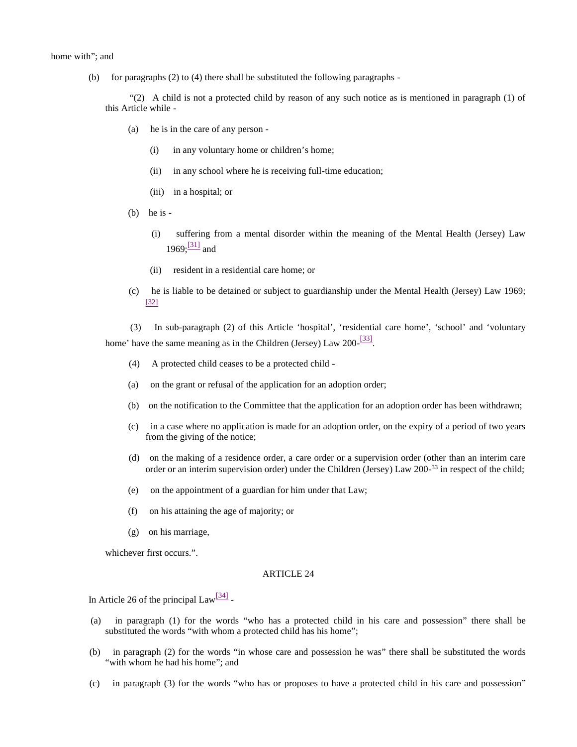home with”; and

(b) for paragraphs (2) to (4) there shall be substituted the following paragraphs -

“(2) A child is not a protected child by reason of any such notice as is mentioned in paragraph (1) of this Article while -

(a) he is in the care of any person -

(i) in any voluntary home or children’s home;

(ii) in any school where he is receiving full-time education;

(iii) in a hospital; or

(b) he is -

(i) suffering from a mental disorder within the meaning of the Mental Health (Jersey) Law 1969;[31] and

(ii) resident in a residential care home; or

(c) he is liable to be detained or subject to guardianship under the Mental Health (Jersey) Law 1969;[32]

(3) In sub-paragraph (2) of this Article ‘hospital’, ‘residential care home’, ‘school’ and ‘voluntary home’ have the same meaning as in the Children (Jersey) Law 200-[33].

(4) A protected child ceases to be a protected child -

(a) on the grant or refusal of the application for an adoption order;

(b) on the notification to the Committee that the application for an adoption order has been withdrawn;

(c) in a case where no application is made for an adoption order, on the expiry of a period of two years from the giving of the notice;

(d) on the making of a residence order, a care order or a supervision order (other than an interim care order or an interim supervision order) under the Children (Jersey) Law 200-[33] in respect of the child;

(e) on the appointment of a guardian for him under that Law;

(f) on his attaining the age of majority; or

(g) on his marriage,

whichever first occurs.”.

ARTICLE 24

In Article 26 of the principal Law[34] -

(a) in paragraph (1) for the words “who has a protected child in his care and possession” there shall be substituted the words “with whom a protected child has his home”;

(b) in paragraph (2) for the words “in whose care and possession he was” there shall be substituted the words “with whom he had his home”; and

(c) in paragraph (3) for the words “who has or proposes to have a protected child in his care and possession”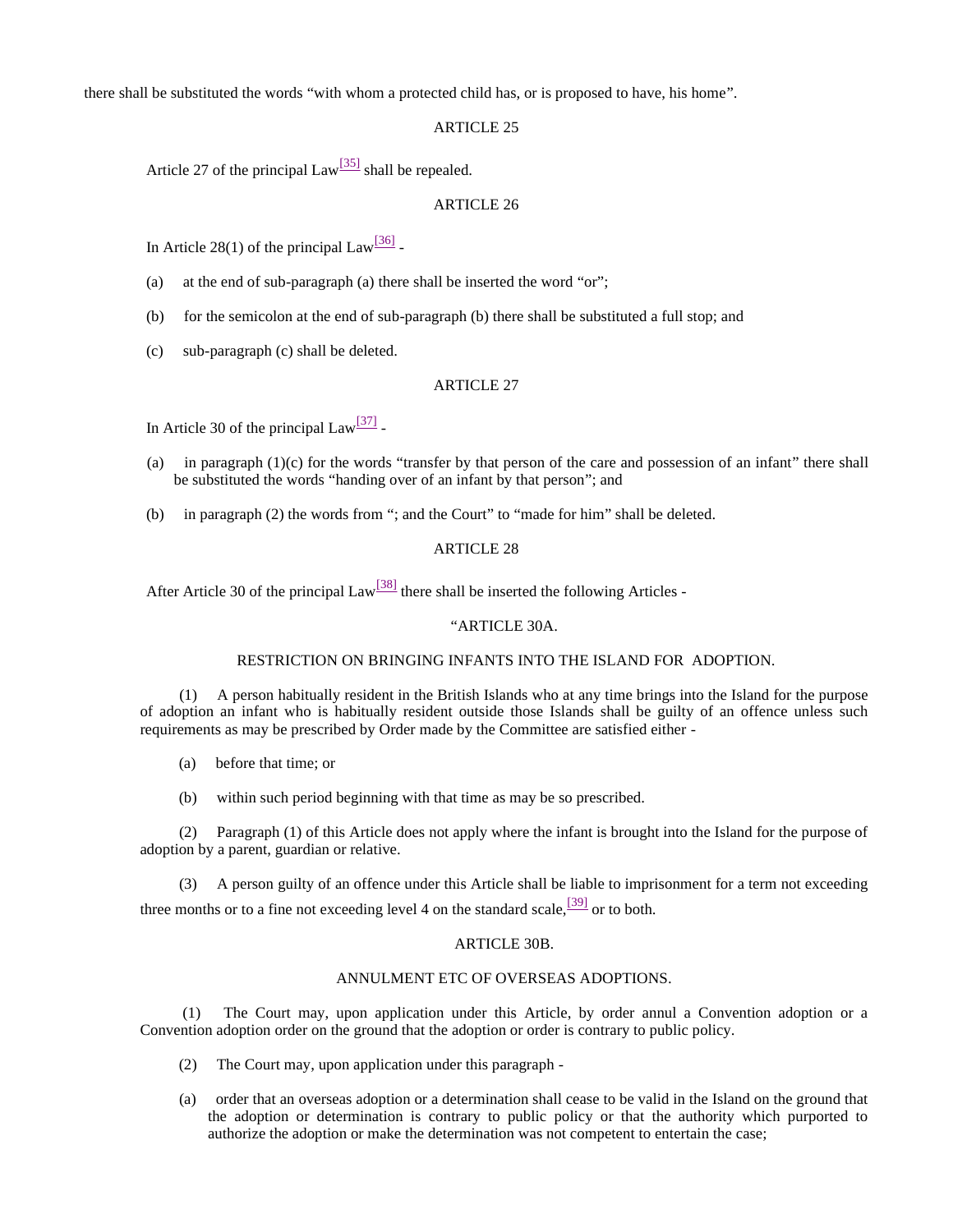there shall be substituted the words “with whom a protected child has, or is proposed to have, his home”.

ARTICLE 25

Article 27 of the principal Law[35] shall be repealed.

ARTICLE 26

In Article 28(1) of the principal Law[36] -

(a) at the end of sub-paragraph (a) there shall be inserted the word “or”;

(b) for the semicolon at the end of sub-paragraph (b) there shall be substituted a full stop; and

(c) sub-paragraph (c) shall be deleted.

ARTICLE 27

In Article 30 of the principal Law[37] -

(a) in paragraph (1)(c) for the words “transfer by that person of the care and possession of an infant” there shall be substituted the words “handing over of an infant by that person”; and

(b) in paragraph (2) the words from “; and the Court” to “made for him” shall be deleted.

ARTICLE 28

After Article 30 of the principal Law[38] there shall be inserted the following Articles -

“ARTICLE 30A.

RESTRICTION ON BRINGING INFANTS INTO THE ISLAND FOR ADOPTION.

(1) A person habitually resident in the British Islands who at any time brings into the Island for the purpose of adoption an infant who is habitually resident outside those Islands shall be guilty of an offence unless such requirements as may be prescribed by Order made by the Committee are satisfied either -

(a) before that time; or

(b) within such period beginning with that time as may be so prescribed.

(2) Paragraph (1) of this Article does not apply where the infant is brought into the Island for the purpose of adoption by a parent, guardian or relative.

(3) A person guilty of an offence under this Article shall be liable to imprisonment for a term not exceeding three months or to a fine not exceeding level 4 on the standard scale,[39] or to both.

ARTICLE 30B.

ANNULMENT ETC OF OVERSEAS ADOPTIONS.

(1) The Court may, upon application under this Article, by order annul a Convention adoption or a Convention adoption order on the ground that the adoption or order is contrary to public policy.

(2) The Court may, upon application under this paragraph -

(a) order that an overseas adoption or a determination shall cease to be valid in the Island on the ground that the adoption or determination is contrary to public policy or that the authority which purported to authorize the adoption or make the determination was not competent to entertain the case;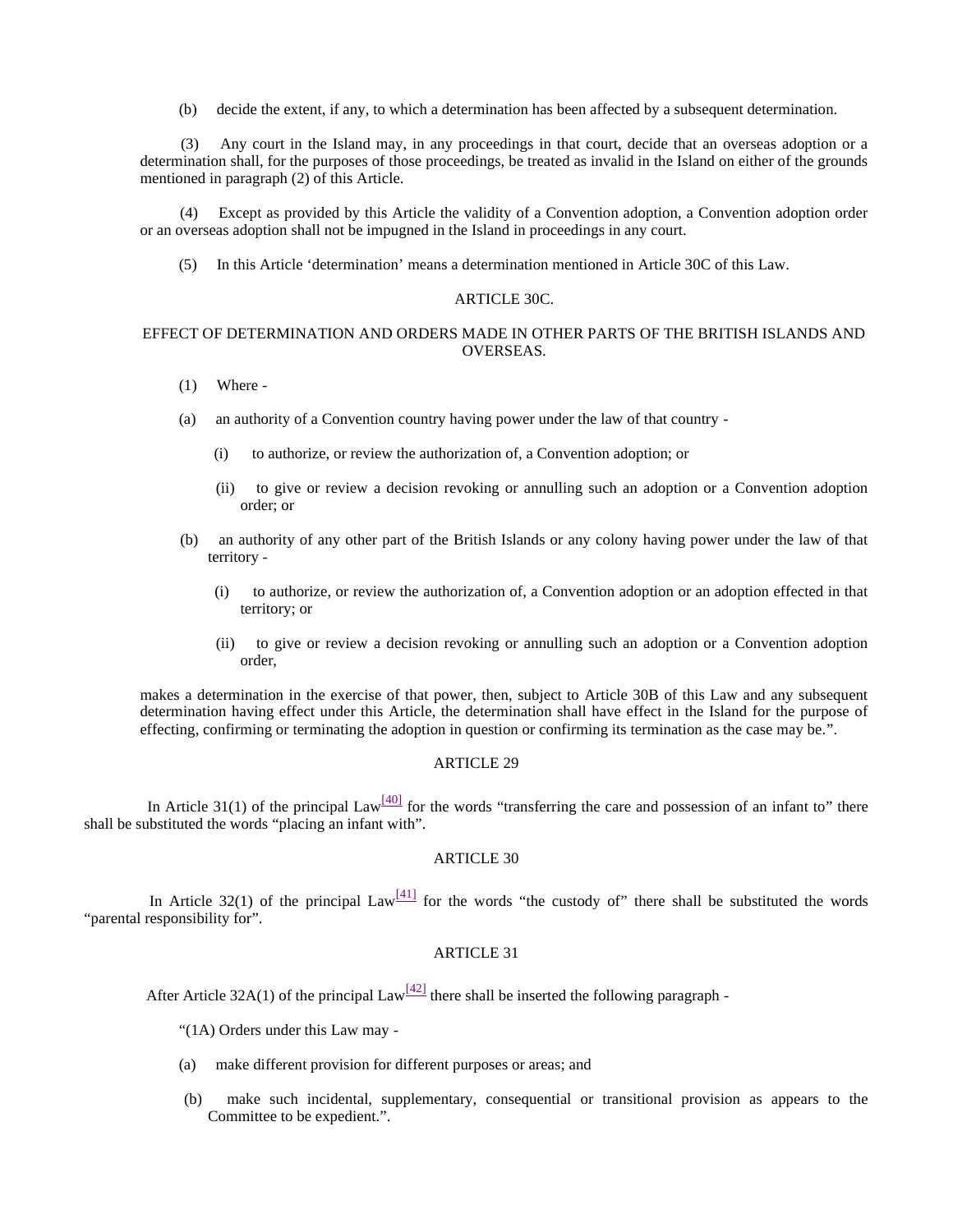(b) decide the extent, if any, to which a determination has been affected by a subsequent determination.

(3) Any court in the Island may, in any proceedings in that court, decide that an overseas adoption or a determination shall, for the purposes of those proceedings, be treated as invalid in the Island on either of the grounds mentioned in paragraph (2) of this Article.

(4) Except as provided by this Article the validity of a Convention adoption, a Convention adoption order or an overseas adoption shall not be impugned in the Island in proceedings in any court.

(5) In this Article 'determination' means a determination mentioned in Article 30C of this Law.

ARTICLE 30C.

EFFECT OF DETERMINATION AND ORDERS MADE IN OTHER PARTS OF THE BRITISH ISLANDS AND OVERSEAS.

(1) Where -

(a) an authority of a Convention country having power under the law of that country -

(i) to authorize, or review the authorization of, a Convention adoption; or

(ii) to give or review a decision revoking or annulling such an adoption or a Convention adoption order; or

(b) an authority of any other part of the British Islands or any colony having power under the law of that territory -

(i) to authorize, or review the authorization of, a Convention adoption or an adoption effected in that territory; or

(ii) to give or review a decision revoking or annulling such an adoption or a Convention adoption order,

makes a determination in the exercise of that power, then, subject to Article 30B of this Law and any subsequent determination having effect under this Article, the determination shall have effect in the Island for the purpose of effecting, confirming or terminating the adoption in question or confirming its termination as the case may be.".

ARTICLE 29

In Article 31(1) of the principal Law[40] for the words "transferring the care and possession of an infant to" there shall be substituted the words "placing an infant with".

ARTICLE 30

In Article 32(1) of the principal Law[41] for the words "the custody of" there shall be substituted the words "parental responsibility for".

ARTICLE 31

After Article 32A(1) of the principal Law[42] there shall be inserted the following paragraph -

"(1A) Orders under this Law may -

(a) make different provision for different purposes or areas; and

(b) make such incidental, supplementary, consequential or transitional provision as appears to the Committee to be expedient.".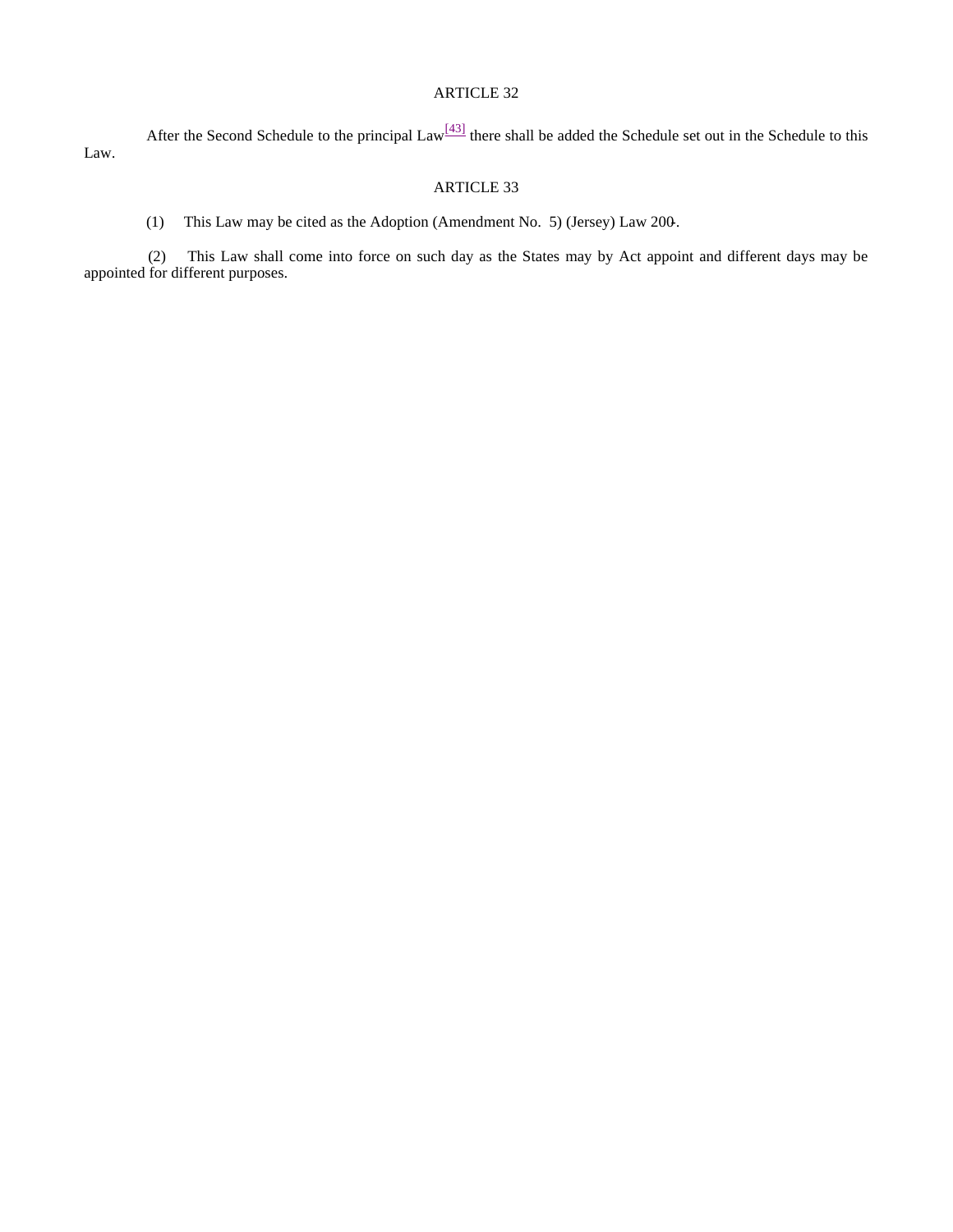ARTICLE 32

After the Second Schedule to the principal Law[43] there shall be added the Schedule set out in the Schedule to this Law.

ARTICLE 33

(1) This Law may be cited as the Adoption (Amendment No. 5) (Jersey) Law 200-.

(2) This Law shall come into force on such day as the States may by Act appoint and different days may be appointed for different purposes.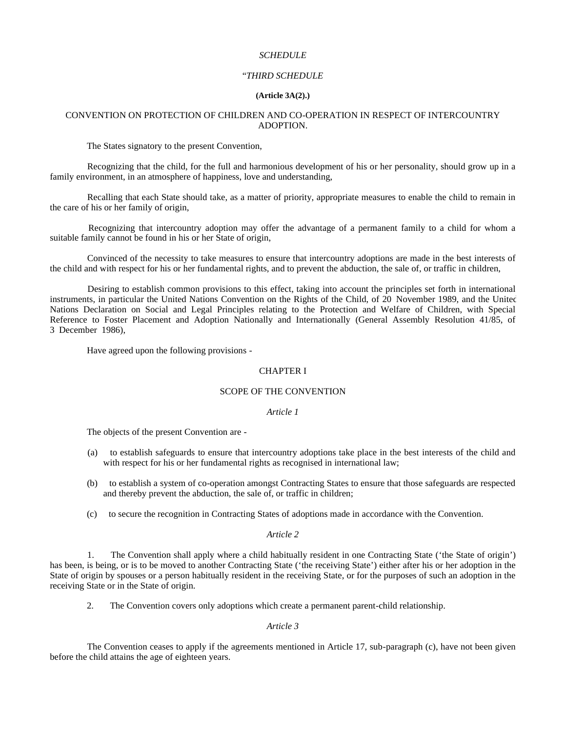*SCHEDULE*

"*THIRD SCHEDULE*

**(Article 3A(2).)**

CONVENTION ON PROTECTION OF CHILDREN AND CO-OPERATION IN RESPECT OF INTERCOUNTRY ADOPTION.

The States signatory to the present Convention,

Recognizing that the child, for the full and harmonious development of his or her personality, should grow up in a family environment, in an atmosphere of happiness, love and understanding,

Recalling that each State should take, as a matter of priority, appropriate measures to enable the child to remain in the care of his or her family of origin,

Recognizing that intercountry adoption may offer the advantage of a permanent family to a child for whom a suitable family cannot be found in his or her State of origin,

Convinced of the necessity to take measures to ensure that intercountry adoptions are made in the best interests of the child and with respect for his or her fundamental rights, and to prevent the abduction, the sale of, or traffic in children,

Desiring to establish common provisions to this effect, taking into account the principles set forth in international instruments, in particular the United Nations Convention on the Rights of the Child, of 20 November 1989, and the United Nations Declaration on Social and Legal Principles relating to the Protection and Welfare of Children, with Special Reference to Foster Placement and Adoption Nationally and Internationally (General Assembly Resolution 41/85, of 3 December 1986),

Have agreed upon the following provisions -

CHAPTER I

SCOPE OF THE CONVENTION

*Article 1*

The objects of the present Convention are -

(a) to establish safeguards to ensure that intercountry adoptions take place in the best interests of the child and with respect for his or her fundamental rights as recognised in international law;

(b) to establish a system of co-operation amongst Contracting States to ensure that those safeguards are respected and thereby prevent the abduction, the sale of, or traffic in children;

(c) to secure the recognition in Contracting States of adoptions made in accordance with the Convention.

*Article 2*

1. The Convention shall apply where a child habitually resident in one Contracting State ('the State of origin') has been, is being, or is to be moved to another Contracting State ('the receiving State') either after his or her adoption in the State of origin by spouses or a person habitually resident in the receiving State, or for the purposes of such an adoption in the receiving State or in the State of origin.

2. The Convention covers only adoptions which create a permanent parent-child relationship.

*Article 3*

The Convention ceases to apply if the agreements mentioned in Article 17, sub-paragraph (c), have not been given before the child attains the age of eighteen years.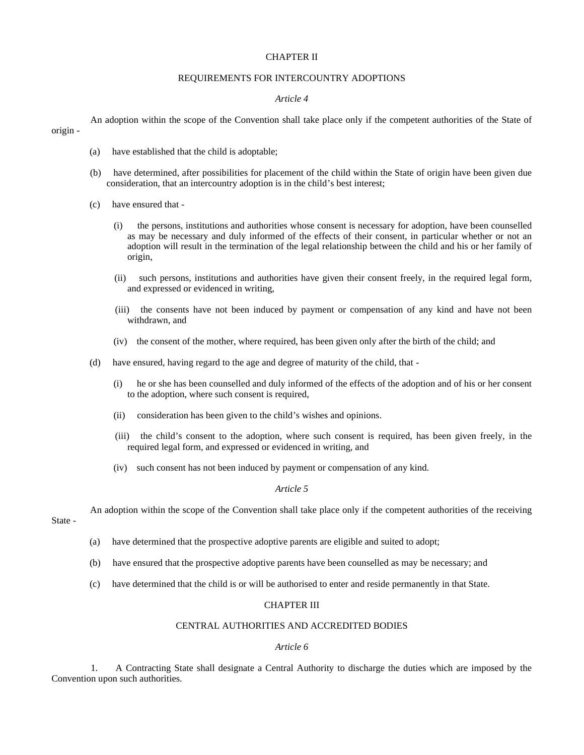## CHAPTER II

## REQUIREMENTS FOR INTERCOUNTRY ADOPTIONS

*Article 4*

An adoption within the scope of the Convention shall take place only if the competent authorities of the State of origin -

(a) have established that the child is adoptable;

(b) have determined, after possibilities for placement of the child within the State of origin have been given due consideration, that an intercountry adoption is in the child's best interest;

(c) have ensured that -

(i) the persons, institutions and authorities whose consent is necessary for adoption, have been counselled as may be necessary and duly informed of the effects of their consent, in particular whether or not an adoption will result in the termination of the legal relationship between the child and his or her family of origin,

(ii) such persons, institutions and authorities have given their consent freely, in the required legal form, and expressed or evidenced in writing,

(iii) the consents have not been induced by payment or compensation of any kind and have not been withdrawn, and

(iv) the consent of the mother, where required, has been given only after the birth of the child; and

(d) have ensured, having regard to the age and degree of maturity of the child, that -

(i) he or she has been counselled and duly informed of the effects of the adoption and of his or her consent to the adoption, where such consent is required,

(ii) consideration has been given to the child's wishes and opinions.

(iii) the child's consent to the adoption, where such consent is required, has been given freely, in the required legal form, and expressed or evidenced in writing, and

(iv) such consent has not been induced by payment or compensation of any kind.

*Article 5*

An adoption within the scope of the Convention shall take place only if the competent authorities of the receiving State -

(a) have determined that the prospective adoptive parents are eligible and suited to adopt;

(b) have ensured that the prospective adoptive parents have been counselled as may be necessary; and

(c) have determined that the child is or will be authorised to enter and reside permanently in that State.

## CHAPTER III

## CENTRAL AUTHORITIES AND ACCREDITED BODIES

*Article 6*

1. A Contracting State shall designate a Central Authority to discharge the duties which are imposed by the Convention upon such authorities.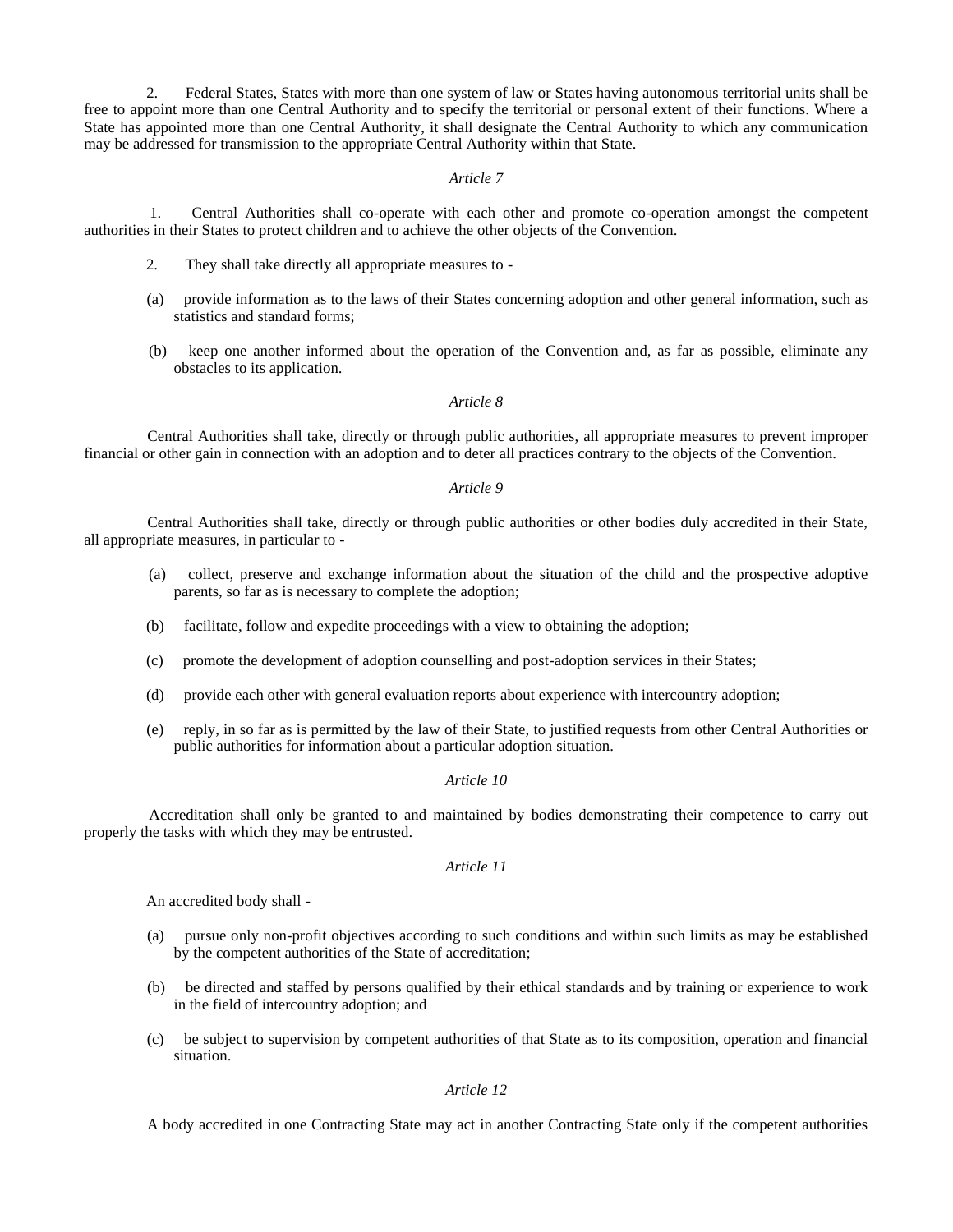2. Federal States, States with more than one system of law or States having autonomous territorial units shall be free to appoint more than one Central Authority and to specify the territorial or personal extent of their functions. Where a State has appointed more than one Central Authority, it shall designate the Central Authority to which any communication may be addressed for transmission to the appropriate Central Authority within that State.

*Article 7*

1. Central Authorities shall co-operate with each other and promote co-operation amongst the competent authorities in their States to protect children and to achieve the other objects of the Convention.

2. They shall take directly all appropriate measures to -

(a) provide information as to the laws of their States concerning adoption and other general information, such as statistics and standard forms;

(b) keep one another informed about the operation of the Convention and, as far as possible, eliminate any obstacles to its application.

*Article 8*

Central Authorities shall take, directly or through public authorities, all appropriate measures to prevent improper financial or other gain in connection with an adoption and to deter all practices contrary to the objects of the Convention.

*Article 9*

Central Authorities shall take, directly or through public authorities or other bodies duly accredited in their State, all appropriate measures, in particular to -

(a) collect, preserve and exchange information about the situation of the child and the prospective adoptive parents, so far as is necessary to complete the adoption;

(b) facilitate, follow and expedite proceedings with a view to obtaining the adoption;

(c) promote the development of adoption counselling and post-adoption services in their States;

(d) provide each other with general evaluation reports about experience with intercountry adoption;

(e) reply, in so far as is permitted by the law of their State, to justified requests from other Central Authorities or public authorities for information about a particular adoption situation.

*Article 10*

Accreditation shall only be granted to and maintained by bodies demonstrating their competence to carry out properly the tasks with which they may be entrusted.

*Article 11*

An accredited body shall -

(a) pursue only non-profit objectives according to such conditions and within such limits as may be established by the competent authorities of the State of accreditation;

(b) be directed and staffed by persons qualified by their ethical standards and by training or experience to work in the field of intercountry adoption; and

(c) be subject to supervision by competent authorities of that State as to its composition, operation and financial situation.

*Article 12*

A body accredited in one Contracting State may act in another Contracting State only if the competent authorities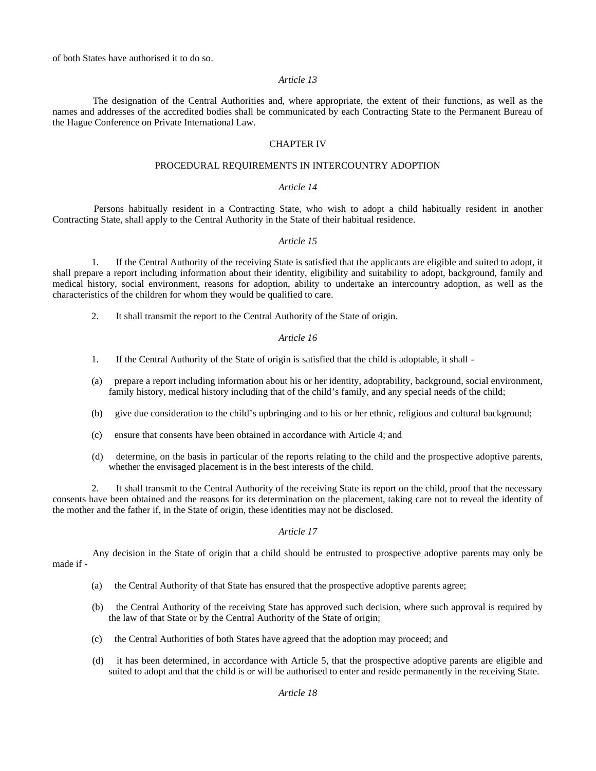of both States have authorised it to do so.

*Article 13*

The designation of the Central Authorities and, where appropriate, the extent of their functions, as well as the names and addresses of the accredited bodies shall be communicated by each Contracting State to the Permanent Bureau of the Hague Conference on Private International Law.

## CHAPTER IV

## PROCEDURAL REQUIREMENTS IN INTERCOUNTRY ADOPTION

*Article 14*

Persons habitually resident in a Contracting State, who wish to adopt a child habitually resident in another Contracting State, shall apply to the Central Authority in the State of their habitual residence.

*Article 15*

1. If the Central Authority of the receiving State is satisfied that the applicants are eligible and suited to adopt, it shall prepare a report including information about their identity, eligibility and suitability to adopt, background, family and medical history, social environment, reasons for adoption, ability to undertake an intercountry adoption, as well as the characteristics of the children for whom they would be qualified to care.

2. It shall transmit the report to the Central Authority of the State of origin.

*Article 16*

1. If the Central Authority of the State of origin is satisfied that the child is adoptable, it shall -

(a) prepare a report including information about his or her identity, adoptability, background, social environment, family history, medical history including that of the child's family, and any special needs of the child;

(b) give due consideration to the child's upbringing and to his or her ethnic, religious and cultural background;

(c) ensure that consents have been obtained in accordance with Article 4; and

(d) determine, on the basis in particular of the reports relating to the child and the prospective adoptive parents, whether the envisaged placement is in the best interests of the child.

2. It shall transmit to the Central Authority of the receiving State its report on the child, proof that the necessary consents have been obtained and the reasons for its determination on the placement, taking care not to reveal the identity of the mother and the father if, in the State of origin, these identities may not be disclosed.

*Article 17*

Any decision in the State of origin that a child should be entrusted to prospective adoptive parents may only be made if -

(a) the Central Authority of that State has ensured that the prospective adoptive parents agree;

(b) the Central Authority of the receiving State has approved such decision, where such approval is required by the law of that State or by the Central Authority of the State of origin;

(c) the Central Authorities of both States have agreed that the adoption may proceed; and

(d) it has been determined, in accordance with Article 5, that the prospective adoptive parents are eligible and suited to adopt and that the child is or will be authorised to enter and reside permanently in the receiving State.

*Article 18*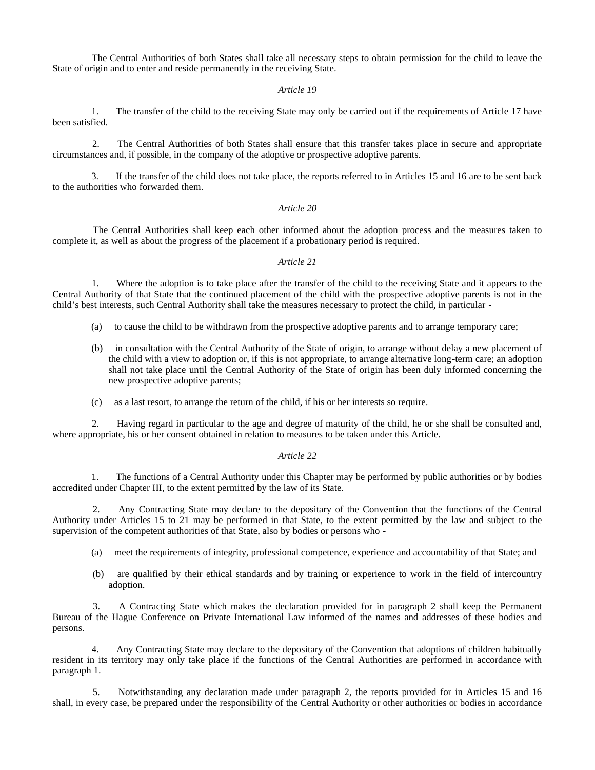The Central Authorities of both States shall take all necessary steps to obtain permission for the child to leave the State of origin and to enter and reside permanently in the receiving State.

*Article 19*

1. The transfer of the child to the receiving State may only be carried out if the requirements of Article 17 have been satisfied.

2. The Central Authorities of both States shall ensure that this transfer takes place in secure and appropriate circumstances and, if possible, in the company of the adoptive or prospective adoptive parents.

3. If the transfer of the child does not take place, the reports referred to in Articles 15 and 16 are to be sent back to the authorities who forwarded them.

*Article 20*

The Central Authorities shall keep each other informed about the adoption process and the measures taken to complete it, as well as about the progress of the placement if a probationary period is required.

*Article 21*

1. Where the adoption is to take place after the transfer of the child to the receiving State and it appears to the Central Authority of that State that the continued placement of the child with the prospective adoptive parents is not in the child's best interests, such Central Authority shall take the measures necessary to protect the child, in particular -

(a) to cause the child to be withdrawn from the prospective adoptive parents and to arrange temporary care;

(b) in consultation with the Central Authority of the State of origin, to arrange without delay a new placement of the child with a view to adoption or, if this is not appropriate, to arrange alternative long-term care; an adoption shall not take place until the Central Authority of the State of origin has been duly informed concerning the new prospective adoptive parents;

(c) as a last resort, to arrange the return of the child, if his or her interests so require.

2. Having regard in particular to the age and degree of maturity of the child, he or she shall be consulted and, where appropriate, his or her consent obtained in relation to measures to be taken under this Article.

*Article 22*

1. The functions of a Central Authority under this Chapter may be performed by public authorities or by bodies accredited under Chapter III, to the extent permitted by the law of its State.

2. Any Contracting State may declare to the depositary of the Convention that the functions of the Central Authority under Articles 15 to 21 may be performed in that State, to the extent permitted by the law and subject to the supervision of the competent authorities of that State, also by bodies or persons who -

(a) meet the requirements of integrity, professional competence, experience and accountability of that State; and

(b) are qualified by their ethical standards and by training or experience to work in the field of intercountry adoption.

3. A Contracting State which makes the declaration provided for in paragraph 2 shall keep the Permanent Bureau of the Hague Conference on Private International Law informed of the names and addresses of these bodies and persons.

4. Any Contracting State may declare to the depositary of the Convention that adoptions of children habitually resident in its territory may only take place if the functions of the Central Authorities are performed in accordance with paragraph 1.

5. Notwithstanding any declaration made under paragraph 2, the reports provided for in Articles 15 and 16 shall, in every case, be prepared under the responsibility of the Central Authority or other authorities or bodies in accordance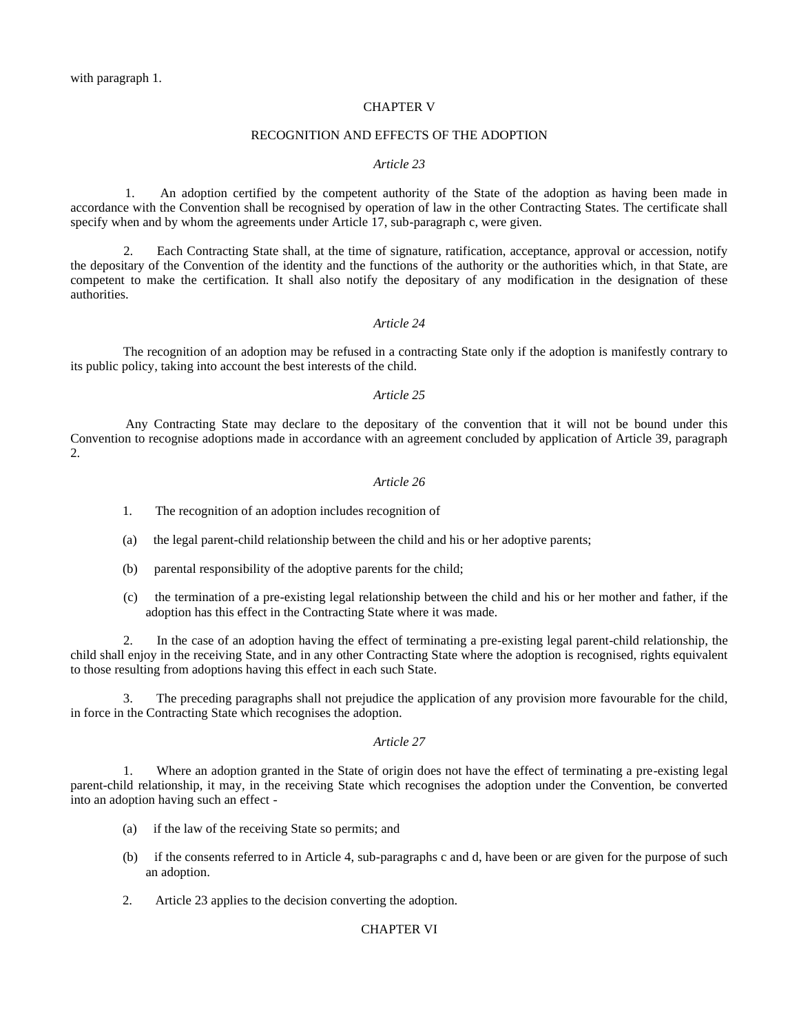with paragraph 1.

## CHAPTER V

## RECOGNITION AND EFFECTS OF THE ADOPTION

*Article 23*

1. An adoption certified by the competent authority of the State of the adoption as having been made in accordance with the Convention shall be recognised by operation of law in the other Contracting States. The certificate shall specify when and by whom the agreements under Article 17, sub-paragraph c, were given.

2. Each Contracting State shall, at the time of signature, ratification, acceptance, approval or accession, notify the depositary of the Convention of the identity and the functions of the authority or the authorities which, in that State, are competent to make the certification. It shall also notify the depositary of any modification in the designation of these authorities.

*Article 24*

The recognition of an adoption may be refused in a contracting State only if the adoption is manifestly contrary to its public policy, taking into account the best interests of the child.

*Article 25*

Any Contracting State may declare to the depositary of the convention that it will not be bound under this Convention to recognise adoptions made in accordance with an agreement concluded by application of Article 39, paragraph 2.

*Article 26*

1. The recognition of an adoption includes recognition of

(a) the legal parent-child relationship between the child and his or her adoptive parents;

(b) parental responsibility of the adoptive parents for the child;

(c) the termination of a pre-existing legal relationship between the child and his or her mother and father, if the adoption has this effect in the Contracting State where it was made.

2. In the case of an adoption having the effect of terminating a pre-existing legal parent-child relationship, the child shall enjoy in the receiving State, and in any other Contracting State where the adoption is recognised, rights equivalent to those resulting from adoptions having this effect in each such State.

3. The preceding paragraphs shall not prejudice the application of any provision more favourable for the child, in force in the Contracting State which recognises the adoption.

*Article 27*

1. Where an adoption granted in the State of origin does not have the effect of terminating a pre-existing legal parent-child relationship, it may, in the receiving State which recognises the adoption under the Convention, be converted into an adoption having such an effect -

(a) if the law of the receiving State so permits; and

(b) if the consents referred to in Article 4, sub-paragraphs c and d, have been or are given for the purpose of such an adoption.

2. Article 23 applies to the decision converting the adoption.

## CHAPTER VI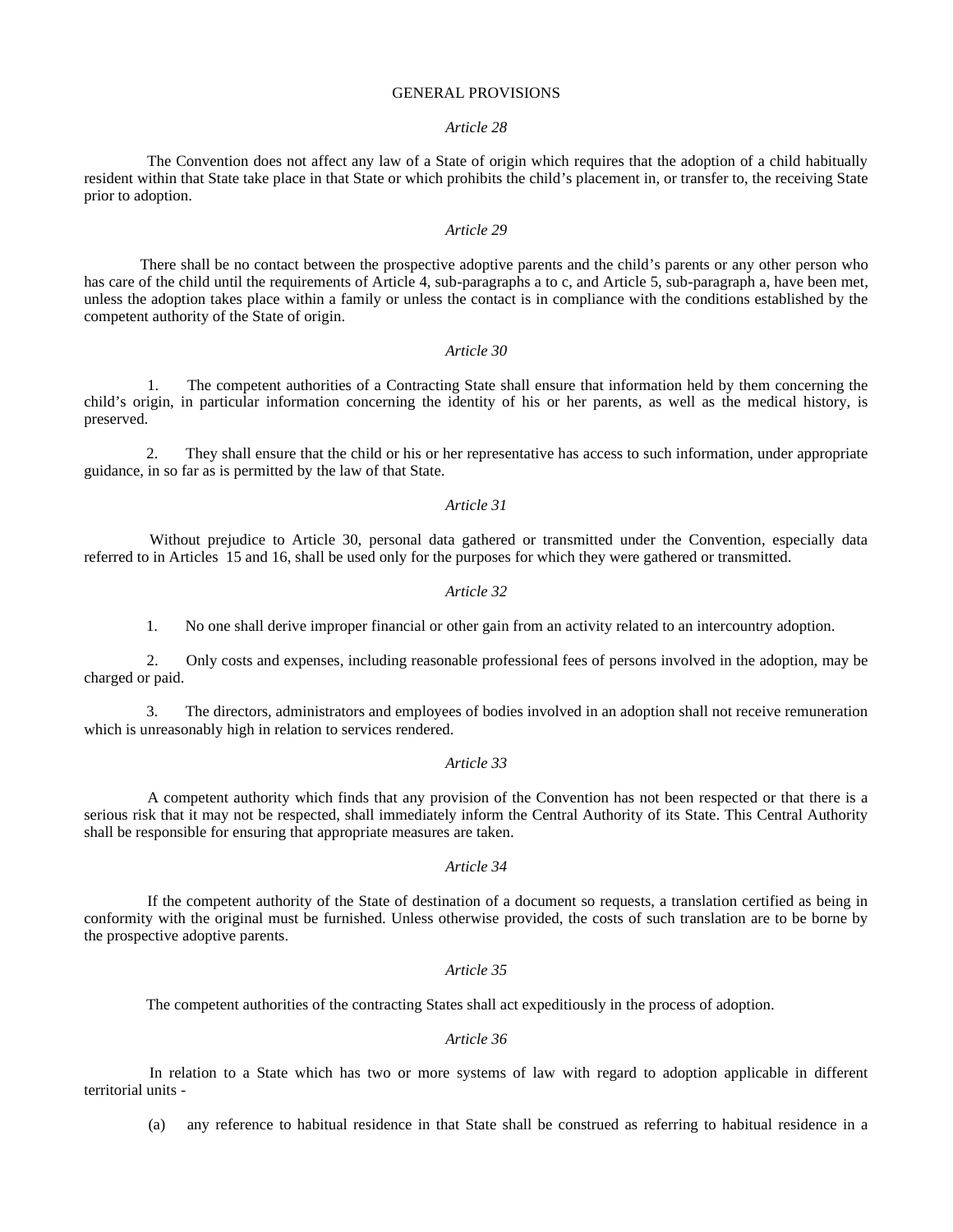## GENERAL PROVISIONS

*Article 28*

The Convention does not affect any law of a State of origin which requires that the adoption of a child habitually resident within that State take place in that State or which prohibits the child's placement in, or transfer to, the receiving State prior to adoption.

*Article 29*

There shall be no contact between the prospective adoptive parents and the child's parents or any other person who has care of the child until the requirements of Article 4, sub-paragraphs a to c, and Article 5, sub-paragraph a, have been met, unless the adoption takes place within a family or unless the contact is in compliance with the conditions established by the competent authority of the State of origin.

*Article 30*

1. The competent authorities of a Contracting State shall ensure that information held by them concerning the child's origin, in particular information concerning the identity of his or her parents, as well as the medical history, is preserved.

2. They shall ensure that the child or his or her representative has access to such information, under appropriate guidance, in so far as is permitted by the law of that State.

*Article 31*

Without prejudice to Article 30, personal data gathered or transmitted under the Convention, especially data referred to in Articles 15 and 16, shall be used only for the purposes for which they were gathered or transmitted.

*Article 32*

1. No one shall derive improper financial or other gain from an activity related to an intercountry adoption.

2. Only costs and expenses, including reasonable professional fees of persons involved in the adoption, may be charged or paid.

3. The directors, administrators and employees of bodies involved in an adoption shall not receive remuneration which is unreasonably high in relation to services rendered.

*Article 33*

A competent authority which finds that any provision of the Convention has not been respected or that there is a serious risk that it may not be respected, shall immediately inform the Central Authority of its State. This Central Authority shall be responsible for ensuring that appropriate measures are taken.

*Article 34*

If the competent authority of the State of destination of a document so requests, a translation certified as being in conformity with the original must be furnished. Unless otherwise provided, the costs of such translation are to be borne by the prospective adoptive parents.

*Article 35*

The competent authorities of the contracting States shall act expeditiously in the process of adoption.

*Article 36*

In relation to a State which has two or more systems of law with regard to adoption applicable in different territorial units -

(a) any reference to habitual residence in that State shall be construed as referring to habitual residence in a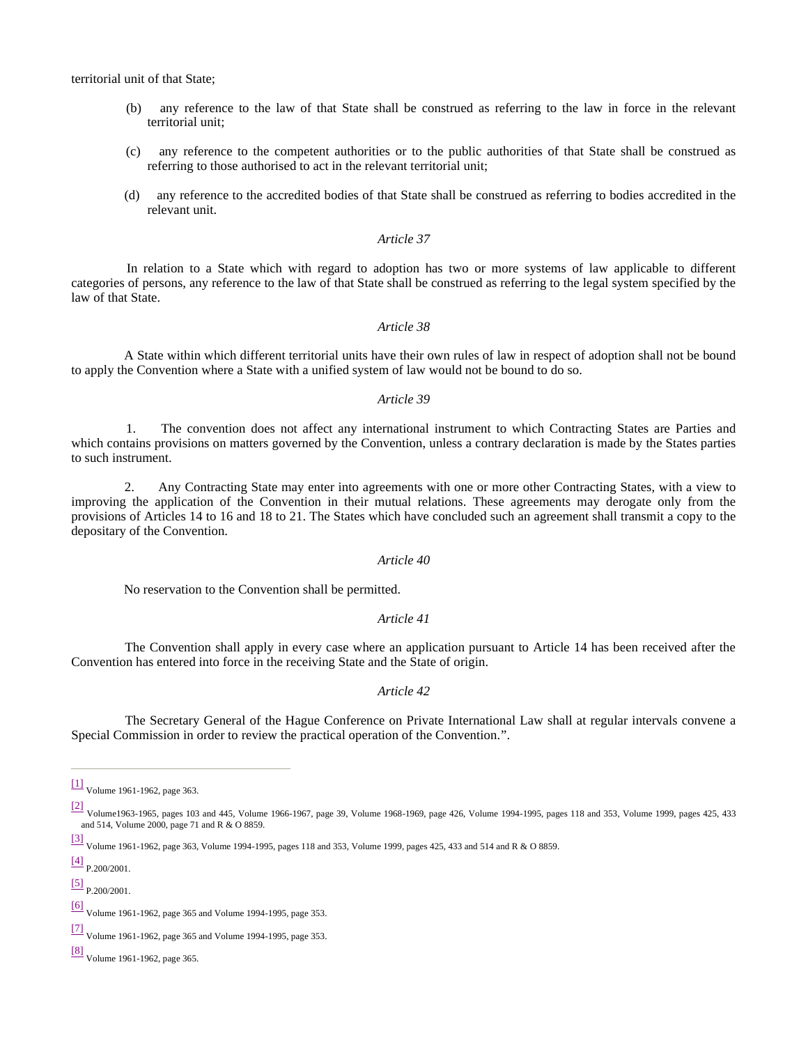territorial unit of that State;

(b) any reference to the law of that State shall be construed as referring to the law in force in the relevant territorial unit;

(c) any reference to the competent authorities or to the public authorities of that State shall be construed as referring to those authorised to act in the relevant territorial unit;

(d) any reference to the accredited bodies of that State shall be construed as referring to bodies accredited in the relevant unit.

*Article 37*

In relation to a State which with regard to adoption has two or more systems of law applicable to different categories of persons, any reference to the law of that State shall be construed as referring to the legal system specified by the law of that State.

*Article 38*

A State within which different territorial units have their own rules of law in respect of adoption shall not be bound to apply the Convention where a State with a unified system of law would not be bound to do so.

*Article 39*

1. The convention does not affect any international instrument to which Contracting States are Parties and which contains provisions on matters governed by the Convention, unless a contrary declaration is made by the States parties to such instrument.

2. Any Contracting State may enter into agreements with one or more other Contracting States, with a view to improving the application of the Convention in their mutual relations. These agreements may derogate only from the provisions of Articles 14 to 16 and 18 to 21. The States which have concluded such an agreement shall transmit a copy to the depositary of the Convention.

*Article 40*

No reservation to the Convention shall be permitted.

*Article 41*

The Convention shall apply in every case where an application pursuant to Article 14 has been received after the Convention has entered into force in the receiving State and the State of origin.

*Article 42*

The Secretary General of the Hague Conference on Private International Law shall at regular intervals convene a Special Commission in order to review the practical operation of the Convention.".

---

[1] Volume 1961-1962, page 363.

[2] Volume1963-1965, pages 103 and 445, Volume 1966-1967, page 39, Volume 1968-1969, page 426, Volume 1994-1995, pages 118 and 353, Volume 1999, pages 425, 433 and 514, Volume 2000, page 71 and R & O 8859.

[3] Volume 1961-1962, page 363, Volume 1994-1995, pages 118 and 353, Volume 1999, pages 425, 433 and 514 and R & O 8859.

[4] P.200/2001.

[5] P.200/2001.

[6] Volume 1961-1962, page 365 and Volume 1994-1995, page 353.

[7] Volume 1961-1962, page 365 and Volume 1994-1995, page 353.

[8] Volume 1961-1962, page 365.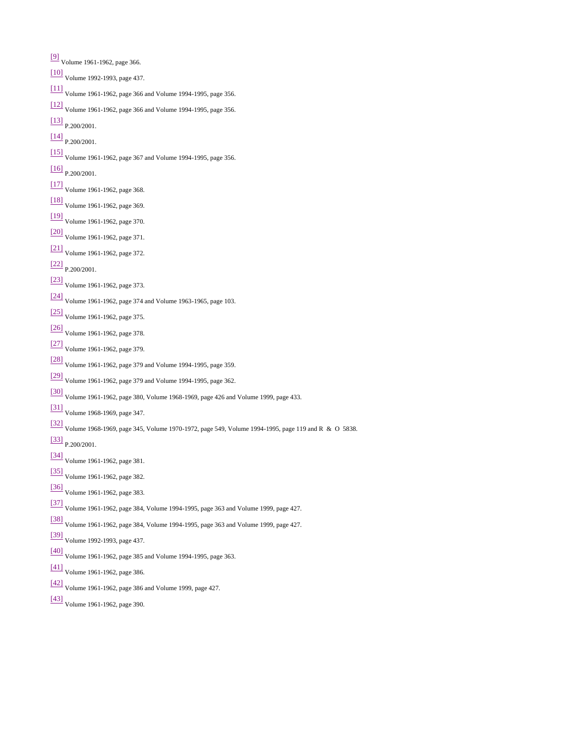[9] Volume 1961-1962, page 366.

[10] Volume 1992-1993, page 437.

[11] Volume 1961-1962, page 366 and Volume 1994-1995, page 356.

[12] Volume 1961-1962, page 366 and Volume 1994-1995, page 356.

[13] P.200/2001.

[14] P.200/2001.

[15] Volume 1961-1962, page 367 and Volume 1994-1995, page 356.

[16] P.200/2001.

[17] Volume 1961-1962, page 368.

[18] Volume 1961-1962, page 369.

[19] Volume 1961-1962, page 370.

[20] Volume 1961-1962, page 371.

[21] Volume 1961-1962, page 372.

[22] P.200/2001.

[23] Volume 1961-1962, page 373.

[24] Volume 1961-1962, page 374 and Volume 1963-1965, page 103.

[25] Volume 1961-1962, page 375.

[26] Volume 1961-1962, page 378.

[27] Volume 1961-1962, page 379.

[28] Volume 1961-1962, page 379 and Volume 1994-1995, page 359.

[29] Volume 1961-1962, page 379 and Volume 1994-1995, page 362.

[30] Volume 1961-1962, page 380, Volume 1968-1969, page 426 and Volume 1999, page 433.

[31] Volume 1968-1969, page 347.

[32] Volume 1968-1969, page 345, Volume 1970-1972, page 549, Volume 1994-1995, page 119 and R & O 5838.

[33] P.200/2001.

[34] Volume 1961-1962, page 381.

[35] Volume 1961-1962, page 382.

[36] Volume 1961-1962, page 383.

[37] Volume 1961-1962, page 384, Volume 1994-1995, page 363 and Volume 1999, page 427.

[38] Volume 1961-1962, page 384, Volume 1994-1995, page 363 and Volume 1999, page 427.

[39] Volume 1992-1993, page 437.

[40] Volume 1961-1962, page 385 and Volume 1994-1995, page 363.

[41] Volume 1961-1962, page 386.

[42] Volume 1961-1962, page 386 and Volume 1999, page 427.

[43] Volume 1961-1962, page 390.